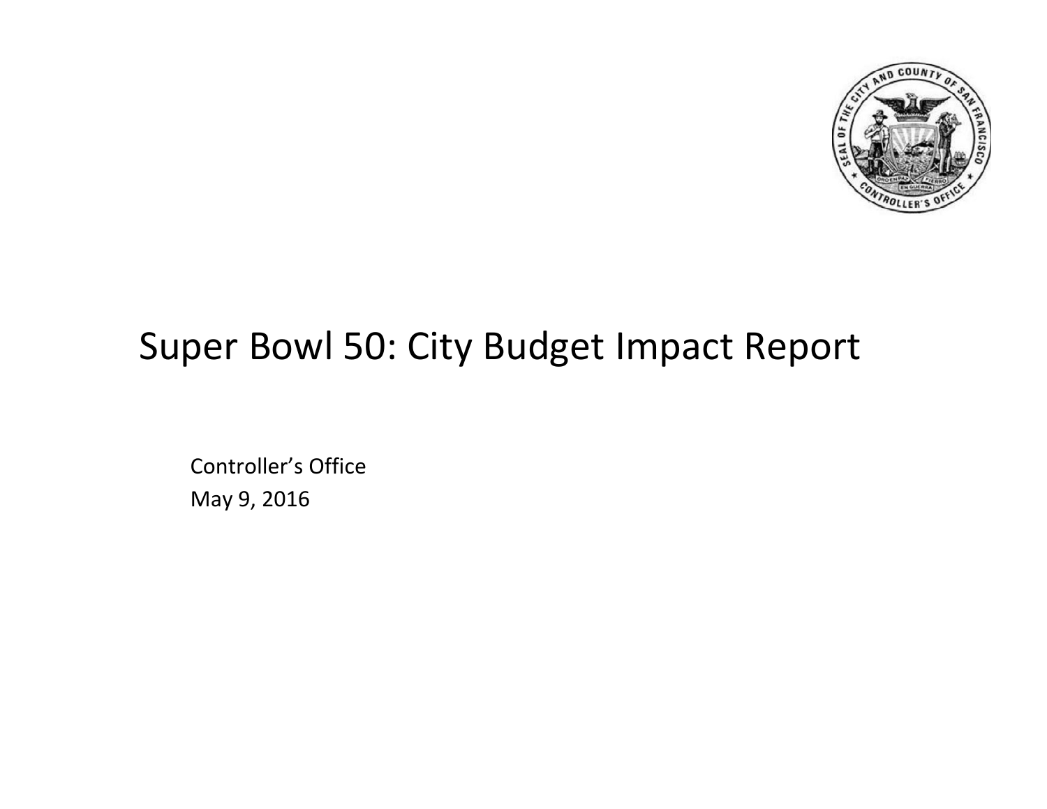# Super Bowl 50: City Budget Impact Report

Controller's Office

May 9, 2016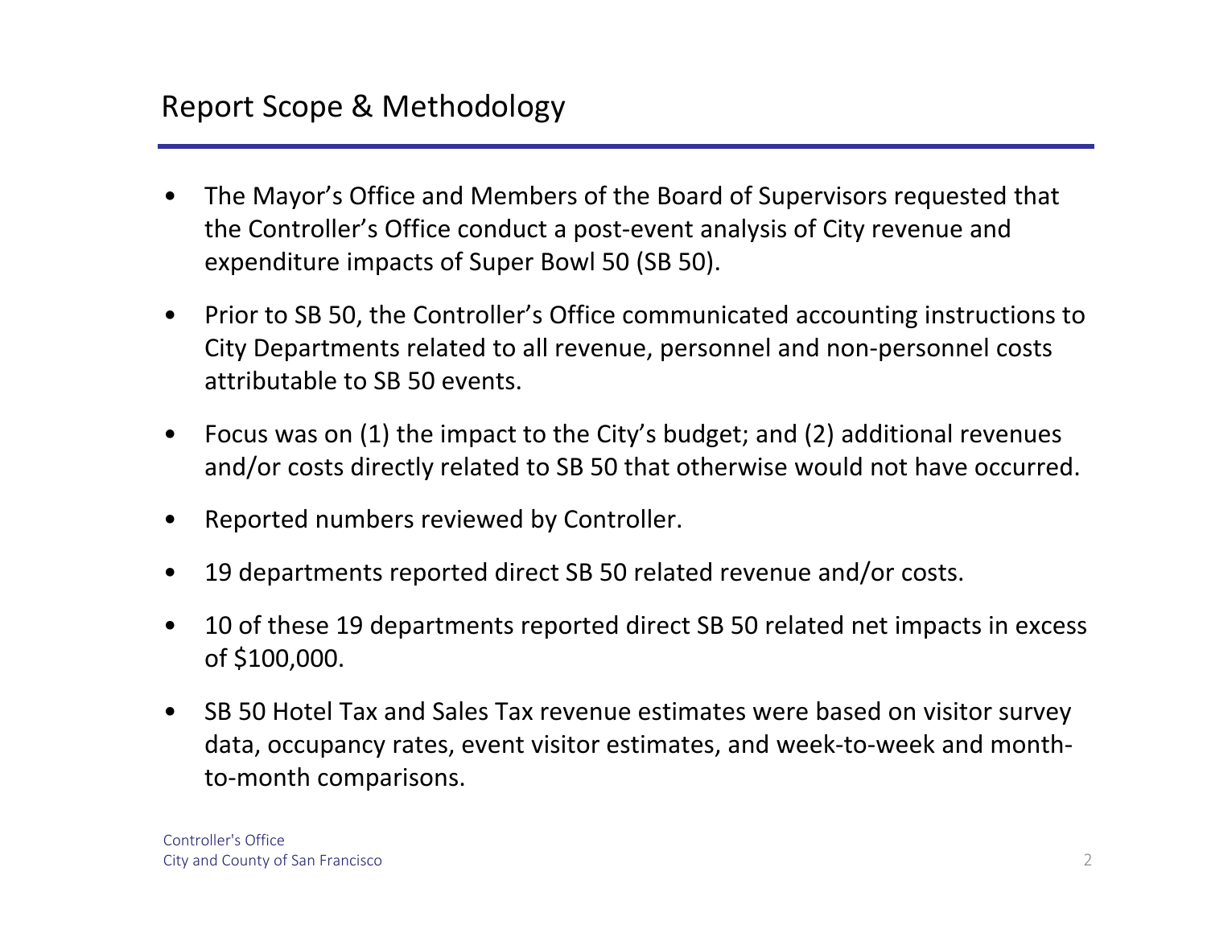## Report Scope & Methodology

- The Mayor's Office and Members of the Board of Supervisors requested that the Controller's Office conduct a post-event analysis of City revenue and expenditure impacts of Super Bowl 50 (SB 50).
- Prior to SB 50, the Controller's Office communicated accounting instructions to City Departments related to all revenue, personnel and non-personnel costs attributable to SB 50 events.
- Focus was on (1) the impact to the City's budget; and (2) additional revenues and/or costs directly related to SB 50 that otherwise would not have occurred.
- Reported numbers reviewed by Controller.
- 19 departments reported direct SB 50 related revenue and/or costs.
- 10 of these 19 departments reported direct SB 50 related net impacts in excess of $100,000.
- SB 50 Hotel Tax and Sales Tax revenue estimates were based on visitor survey data, occupancy rates, event visitor estimates, and week-to-week and month-to-month comparisons.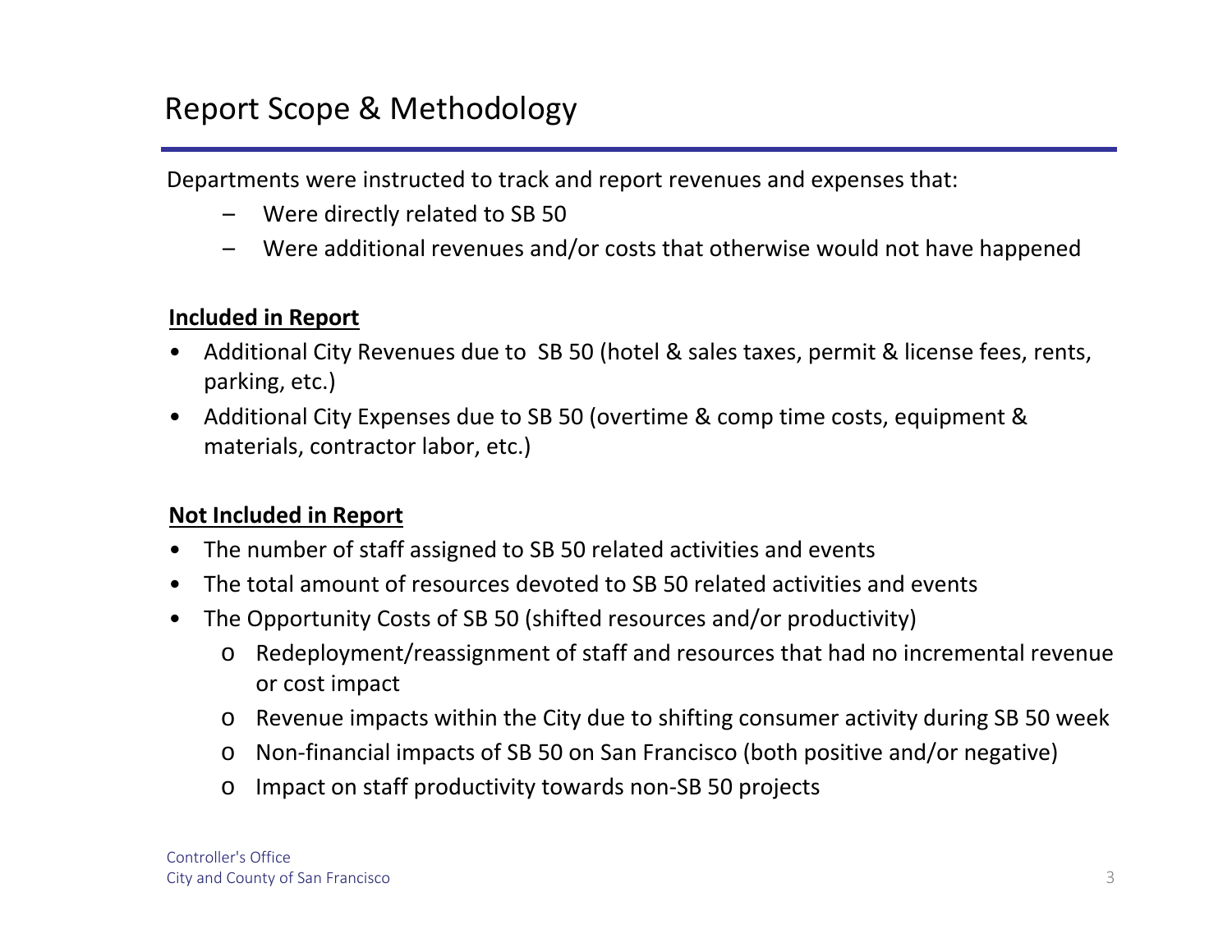# Report Scope & Methodology

Departments were instructed to track and report revenues and expenses that:

- Were directly related to SB 50
- Were additional revenues and/or costs that otherwise would not have happened

**Included in Report**

- Additional City Revenues due to SB 50 (hotel & sales taxes, permit & license fees, rents, parking, etc.)
- Additional City Expenses due to SB 50 (overtime & comp time costs, equipment & materials, contractor labor, etc.)

**Not Included in Report**

- The number of staff assigned to SB 50 related activities and events
- The total amount of resources devoted to SB 50 related activities and events
- The Opportunity Costs of SB 50 (shifted resources and/or productivity)
  - Redeployment/reassignment of staff and resources that had no incremental revenue or cost impact
  - Revenue impacts within the City due to shifting consumer activity during SB 50 week
  - Non-financial impacts of SB 50 on San Francisco (both positive and/or negative)
  - Impact on staff productivity towards non-SB 50 projects

Controller's Office
City and County of San Francisco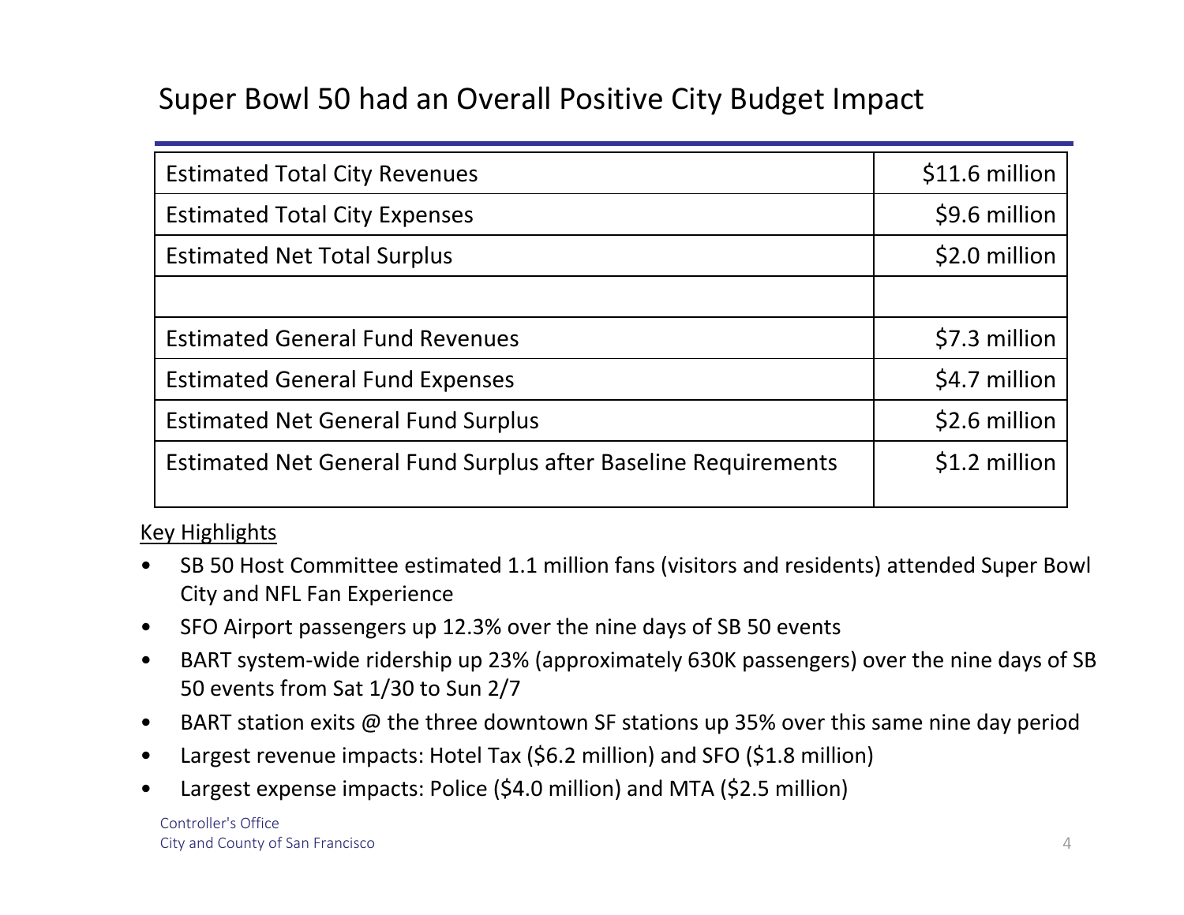# Super Bowl 50 had an Overall Positive City Budget Impact

| | |
|---|---|
| Estimated Total City Revenues | $11.6 million |
| Estimated Total City Expenses | $9.6 million |
| Estimated Net Total Surplus | $2.0 million |
| | |
| Estimated General Fund Revenues | $7.3 million |
| Estimated General Fund Expenses | $4.7 million |
| Estimated Net General Fund Surplus | $2.6 million |
| Estimated Net General Fund Surplus after Baseline Requirements | $1.2 million |

<u>Key Highlights</u>

- SB 50 Host Committee estimated 1.1 million fans (visitors and residents) attended Super Bowl City and NFL Fan Experience
- SFO Airport passengers up 12.3% over the nine days of SB 50 events
- BART system-wide ridership up 23% (approximately 630K passengers) over the nine days of SB 50 events from Sat 1/30 to Sun 2/7
- BART station exits @ the three downtown SF stations up 35% over this same nine day period
- Largest revenue impacts: Hotel Tax ($6.2 million) and SFO ($1.8 million)
- Largest expense impacts: Police ($4.0 million) and MTA ($2.5 million)

Controller's Office
City and County of San Francisco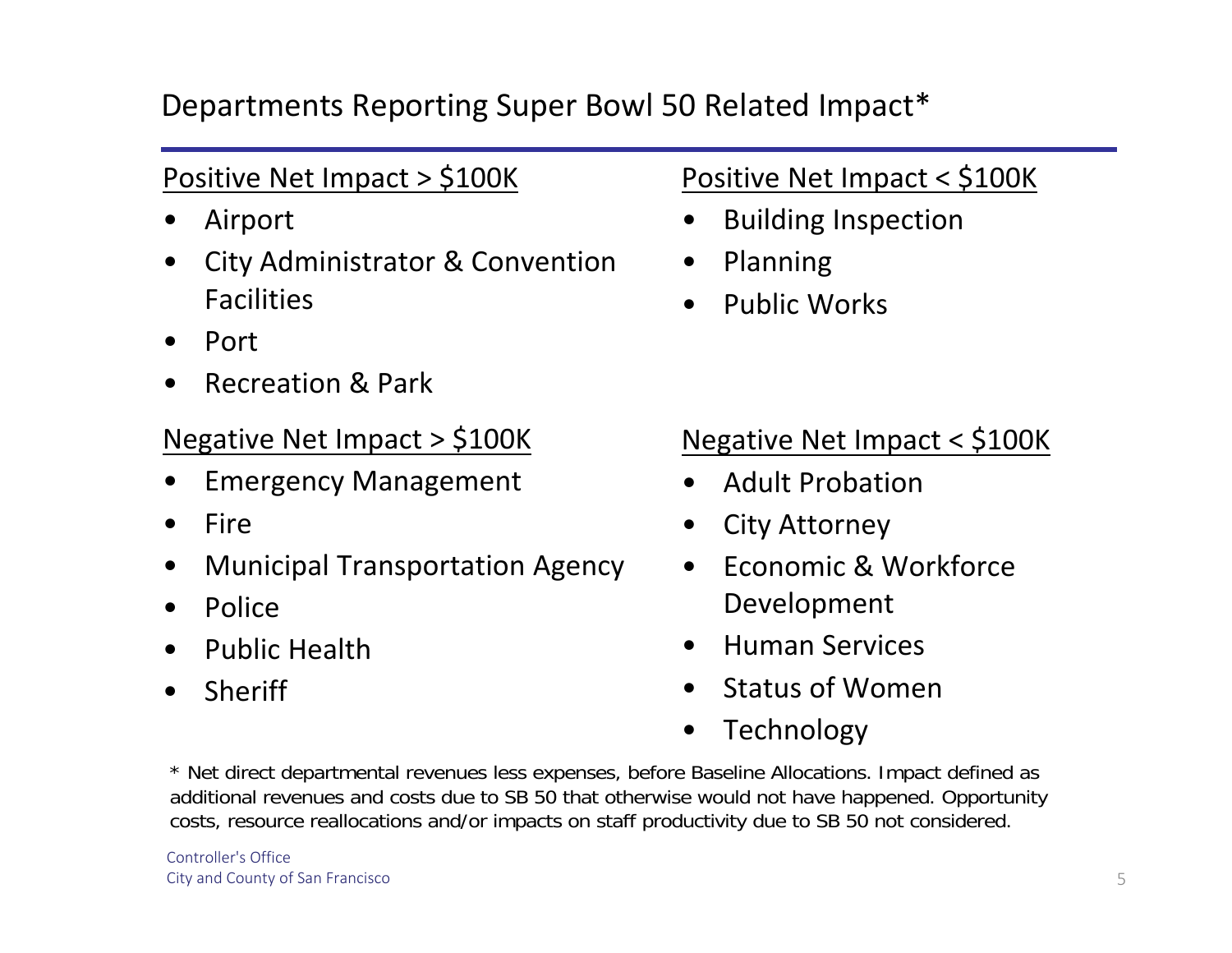# Departments Reporting Super Bowl 50 Related Impact*

## Positive Net Impact > $100K

- Airport
- City Administrator & Convention Facilities
- Port
- Recreation & Park

## Positive Net Impact < $100K

- Building Inspection
- Planning
- Public Works

## Negative Net Impact > $100K

- Emergency Management
- Fire
- Municipal Transportation Agency
- Police
- Public Health
- Sheriff

## Negative Net Impact < $100K

- Adult Probation
- City Attorney
- Economic & Workforce Development
- Human Services
- Status of Women
- Technology

* Net direct departmental revenues less expenses, before Baseline Allocations. Impact defined as additional revenues and costs due to SB 50 that otherwise would not have happened. Opportunity costs, resource reallocations and/or impacts on staff productivity due to SB 50 not considered.

Controller's Office
City and County of San Francisco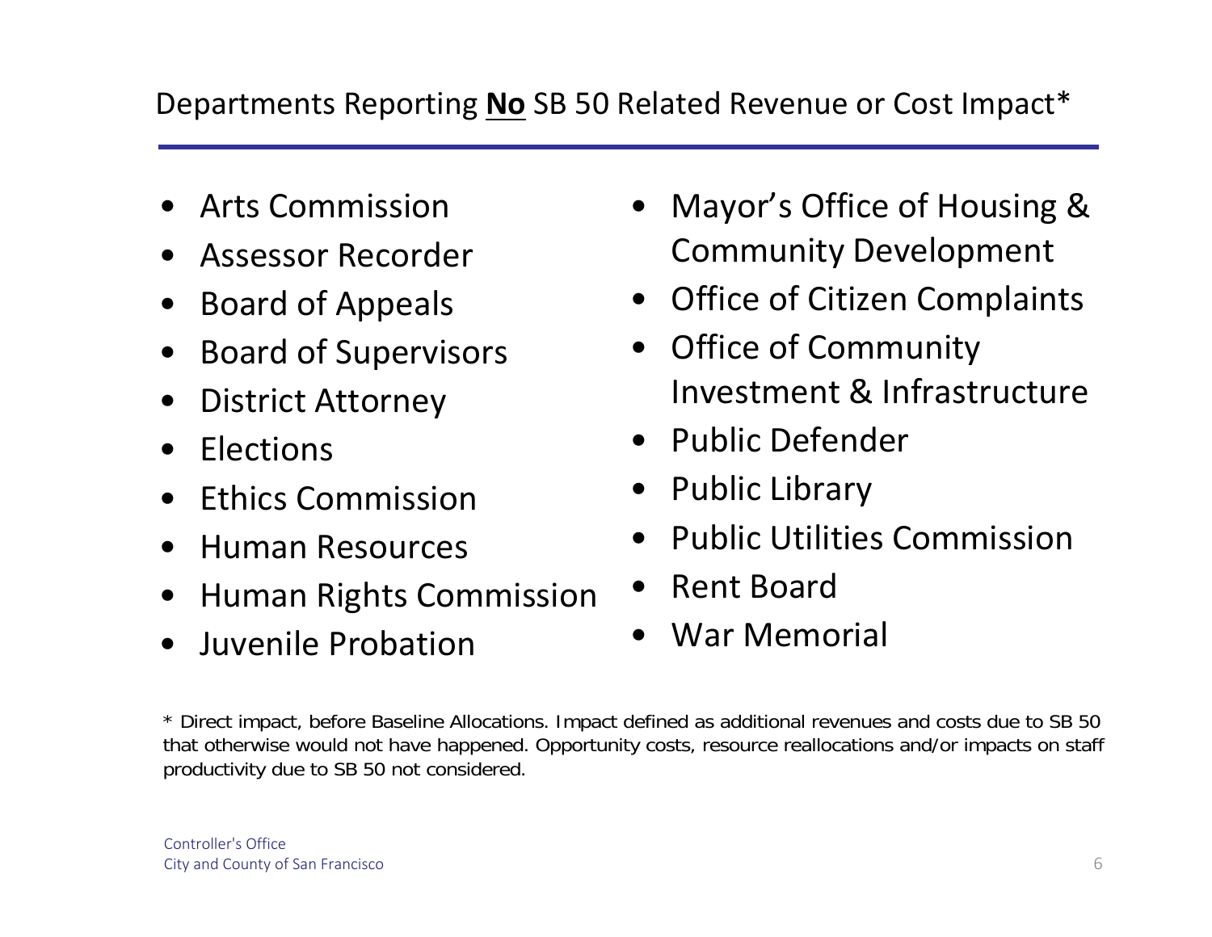## Departments Reporting **No** SB 50 Related Revenue or Cost Impact*

- Arts Commission
- Assessor Recorder
- Board of Appeals
- Board of Supervisors
- District Attorney
- Elections
- Ethics Commission
- Human Resources
- Human Rights Commission
- Juvenile Probation
- Mayor's Office of Housing & Community Development
- Office of Citizen Complaints
- Office of Community Investment & Infrastructure
- Public Defender
- Public Library
- Public Utilities Commission
- Rent Board
- War Memorial

* Direct impact, before Baseline Allocations. Impact defined as additional revenues and costs due to SB 50 that otherwise would not have happened. Opportunity costs, resource reallocations and/or impacts on staff productivity due to SB 50 not considered.

Controller's Office
City and County of San Francisco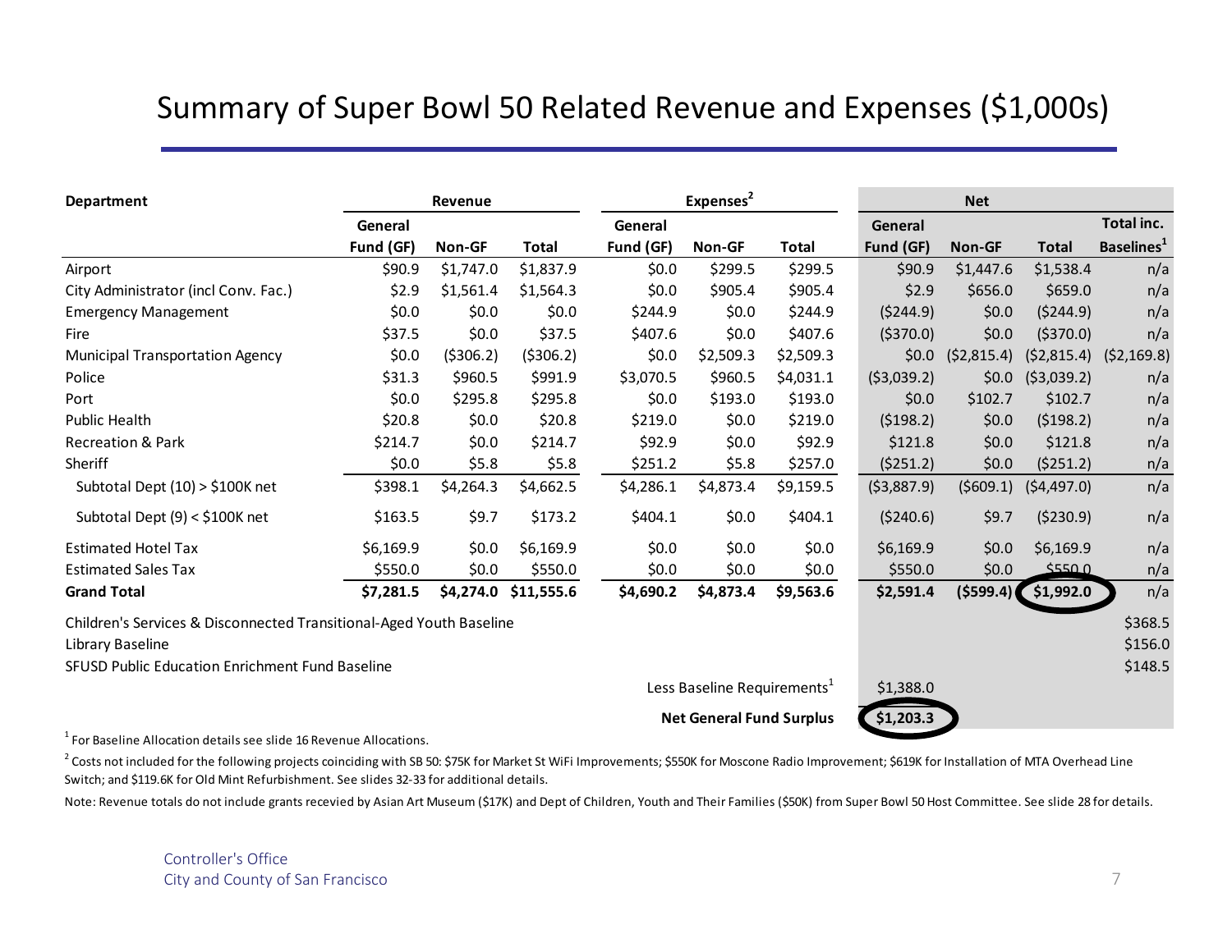# Summary of Super Bowl 50 Related Revenue and Expenses ($1,000s)

| Department | Revenue | | | Expenses[2] | | | Net | | | |
|---|---|---|---|---|---|---|---|---|---|---|
| | General Fund (GF) | Non-GF | Total | General Fund (GF) | Non-GF | Total | General Fund (GF) | Non-GF | Total | Total inc. Baselines[1] |
| Airport | $90.9 | $1,747.0 | $1,837.9 | $0.0 | $299.5 | $299.5 | $90.9 | $1,447.6 | $1,538.4 | n/a |
| City Administrator (incl Conv. Fac.) | $2.9 | $1,561.4 | $1,564.3 | $0.0 | $905.4 | $905.4 | $2.9 | $656.0 | $659.0 | n/a |
| Emergency Management | $0.0 | $0.0 | $0.0 | $244.9 | $0.0 | $244.9 | ($244.9) | $0.0 | ($244.9) | n/a |
| Fire | $37.5 | $0.0 | $37.5 | $407.6 | $0.0 | $407.6 | ($370.0) | $0.0 | ($370.0) | n/a |
| Municipal Transportation Agency | $0.0 | ($306.2) | ($306.2) | $0.0 | $2,509.3 | $2,509.3 | $0.0 | ($2,815.4) | ($2,815.4) | ($2,169.8) |
| Police | $31.3 | $960.5 | $991.9 | $3,070.5 | $960.5 | $4,031.1 | ($3,039.2) | $0.0 | ($3,039.2) | n/a |
| Port | $0.0 | $295.8 | $295.8 | $0.0 | $193.0 | $193.0 | $0.0 | $102.7 | $102.7 | n/a |
| Public Health | $20.8 | $0.0 | $20.8 | $219.0 | $0.0 | $219.0 | ($198.2) | $0.0 | ($198.2) | n/a |
| Recreation & Park | $214.7 | $0.0 | $214.7 | $92.9 | $0.0 | $92.9 | $121.8 | $0.0 | $121.8 | n/a |
| Sheriff | $0.0 | $5.8 | $5.8 | $251.2 | $5.8 | $257.0 | ($251.2) | $0.0 | ($251.2) | n/a |
| Subtotal Dept (10) > $100K net | $398.1 | $4,264.3 | $4,662.5 | $4,286.1 | $4,873.4 | $9,159.5 | ($3,887.9) | ($609.1) | ($4,497.0) | n/a |
| Subtotal Dept (9) < $100K net | $163.5 | $9.7 | $173.2 | $404.1 | $0.0 | $404.1 | ($240.6) | $9.7 | ($230.9) | n/a |
| Estimated Hotel Tax | $6,169.9 | $0.0 | $6,169.9 | $0.0 | $0.0 | $0.0 | $6,169.9 | $0.0 | $6,169.9 | n/a |
| Estimated Sales Tax | $550.0 | $0.0 | $550.0 | $0.0 | $0.0 | $0.0 | $550.0 | $0.0 | $550.0 | n/a |
| **Grand Total** | **$7,281.5** | **$4,274.0** | **$11,555.6** | **$4,690.2** | **$4,873.4** | **$9,563.6** | **$2,591.4** | **($599.4)** | **$1,992.0** | n/a |
| Children's Services & Disconnected Transitional-Aged Youth Baseline | | | | | | | | | | $368.5 |
| Library Baseline | | | | | | | | | | $156.0 |
| SFUSD Public Education Enrichment Fund Baseline | | | | | | | | | | $148.5 |
| | | | | | | Less Baseline Requirements[1] | $1,388.0 | | | |
| | | | | | | **Net General Fund Surplus** | **$1,203.3** | | | |

[1] For Baseline Allocation details see slide 16 Revenue Allocations.

[2] Costs not included for the following projects coinciding with SB 50: $75K for Market St WiFi Improvements; $550K for Moscone Radio Improvement; $619K for Installation of MTA Overhead Line Switch; and $119.6K for Old Mint Refurbishment. See slides 32-33 for additional details.

Note: Revenue totals do not include grants recevied by Asian Art Museum ($17K) and Dept of Children, Youth and Their Families ($50K) from Super Bowl 50 Host Committee. See slide 28 for details.

Controller's Office
City and County of San Francisco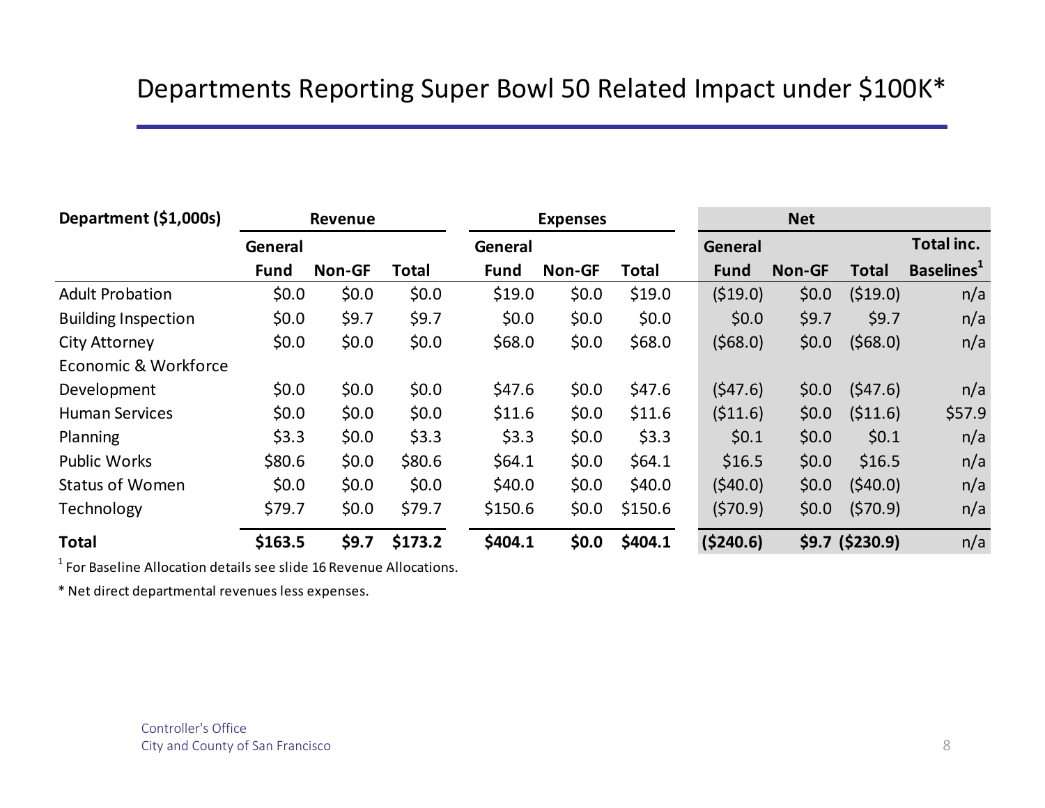# Departments Reporting Super Bowl 50 Related Impact under $100K*

| Department ($1,000s) | Revenue | | | Expenses | | | Net | | | |
|---|---|---|---|---|---|---|---|---|---|---|
| | General Fund | Non-GF | Total | General Fund | Non-GF | Total | General Fund | Non-GF | Total | Total inc. Baselines[1] |
| Adult Probation | $0.0 | $0.0 | $0.0 | $19.0 | $0.0 | $19.0 | ($19.0) | $0.0 | ($19.0) | n/a |
| Building Inspection | $0.0 | $9.7 | $9.7 | $0.0 | $0.0 | $0.0 | $0.0 | $9.7 | $9.7 | n/a |
| City Attorney | $0.0 | $0.0 | $0.0 | $68.0 | $0.0 | $68.0 | ($68.0) | $0.0 | ($68.0) | n/a |
| Economic & Workforce Development | $0.0 | $0.0 | $0.0 | $47.6 | $0.0 | $47.6 | ($47.6) | $0.0 | ($47.6) | n/a |
| Human Services | $0.0 | $0.0 | $0.0 | $11.6 | $0.0 | $11.6 | ($11.6) | $0.0 | ($11.6) | $57.9 |
| Planning | $3.3 | $0.0 | $3.3 | $3.3 | $0.0 | $3.3 | $0.1 | $0.0 | $0.1 | n/a |
| Public Works | $80.6 | $0.0 | $80.6 | $64.1 | $0.0 | $64.1 | $16.5 | $0.0 | $16.5 | n/a |
| Status of Women | $0.0 | $0.0 | $0.0 | $40.0 | $0.0 | $40.0 | ($40.0) | $0.0 | ($40.0) | n/a |
| Technology | $79.7 | $0.0 | $79.7 | $150.6 | $0.0 | $150.6 | ($70.9) | $0.0 | ($70.9) | n/a |
| **Total** | **$163.5** | **$9.7** | **$173.2** | **$404.1** | **$0.0** | **$404.1** | **($240.6)** | **$9.7** | **($230.9)** | n/a |

[1] For Baseline Allocation details see slide 16 Revenue Allocations.

* Net direct departmental revenues less expenses.

Controller's Office
City and County of San Francisco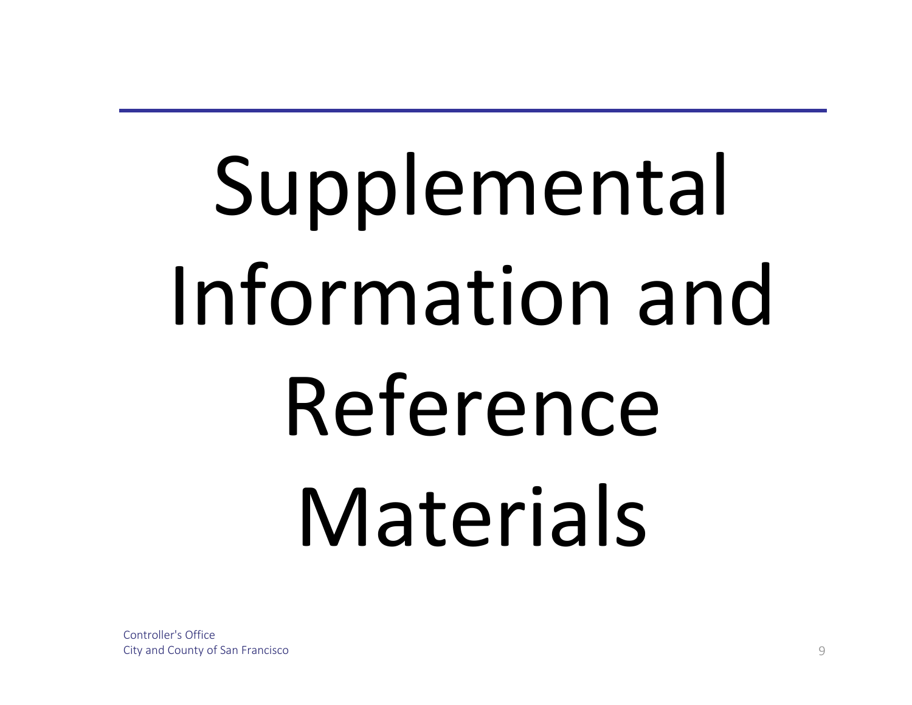# Supplemental Information and Reference Materials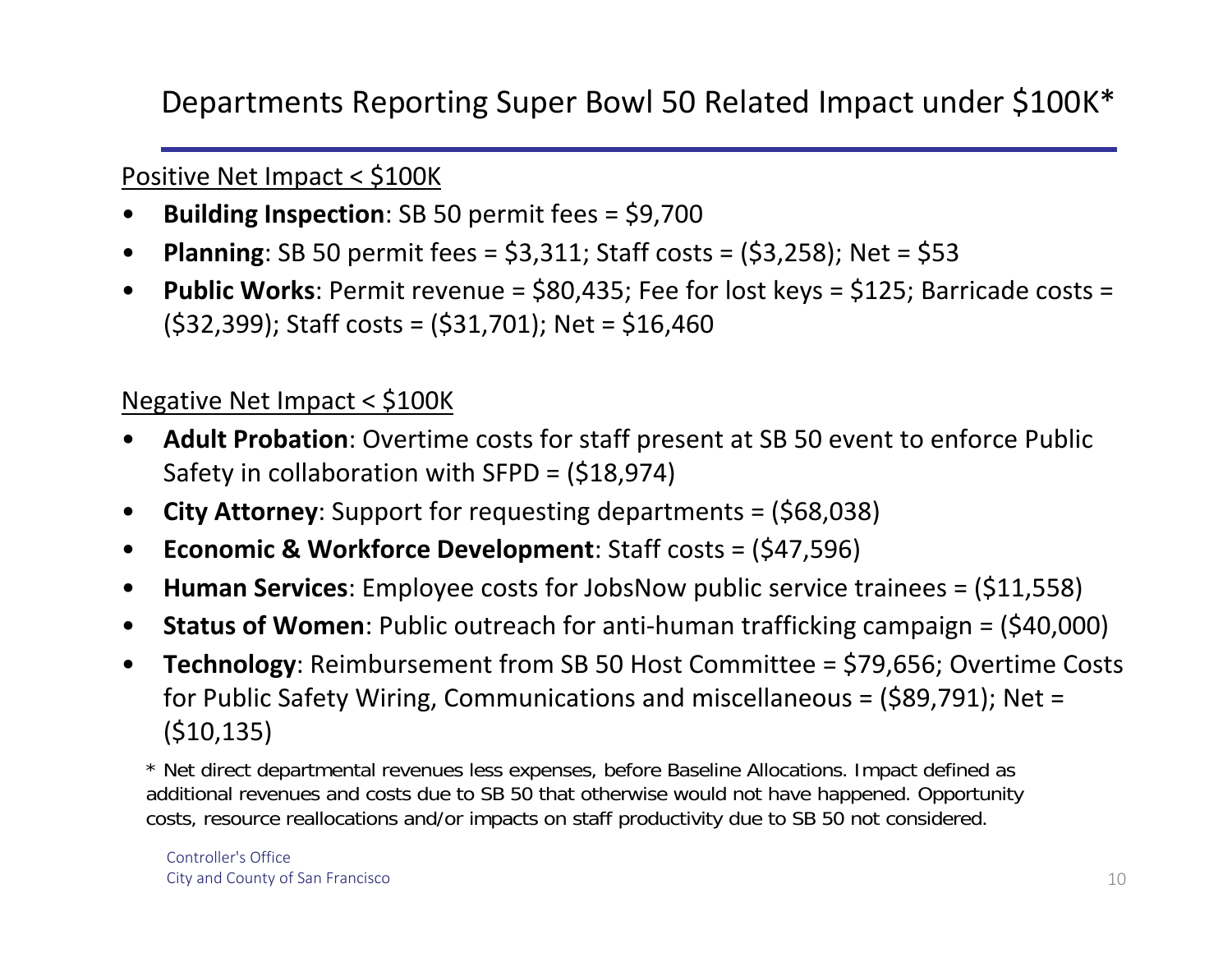# Departments Reporting Super Bowl 50 Related Impact under $100K*

<u>Positive Net Impact < $100K</u>

- **Building Inspection**: SB 50 permit fees = $9,700
- **Planning**: SB 50 permit fees = $3,311; Staff costs = ($3,258); Net = $53
- **Public Works**: Permit revenue = $80,435; Fee for lost keys = $125; Barricade costs = ($32,399); Staff costs = ($31,701); Net = $16,460

<u>Negative Net Impact < $100K</u>

- **Adult Probation**: Overtime costs for staff present at SB 50 event to enforce Public Safety in collaboration with SFPD = ($18,974)
- **City Attorney**: Support for requesting departments = ($68,038)
- **Economic & Workforce Development**: Staff costs = ($47,596)
- **Human Services**: Employee costs for JobsNow public service trainees = ($11,558)
- **Status of Women**: Public outreach for anti-human trafficking campaign = ($40,000)
- **Technology**: Reimbursement from SB 50 Host Committee = $79,656; Overtime Costs for Public Safety Wiring, Communications and miscellaneous = ($89,791); Net = ($10,135)

* Net direct departmental revenues less expenses, before Baseline Allocations. Impact defined as additional revenues and costs due to SB 50 that otherwise would not have happened. Opportunity costs, resource reallocations and/or impacts on staff productivity due to SB 50 not considered.

Controller's Office
City and County of San Francisco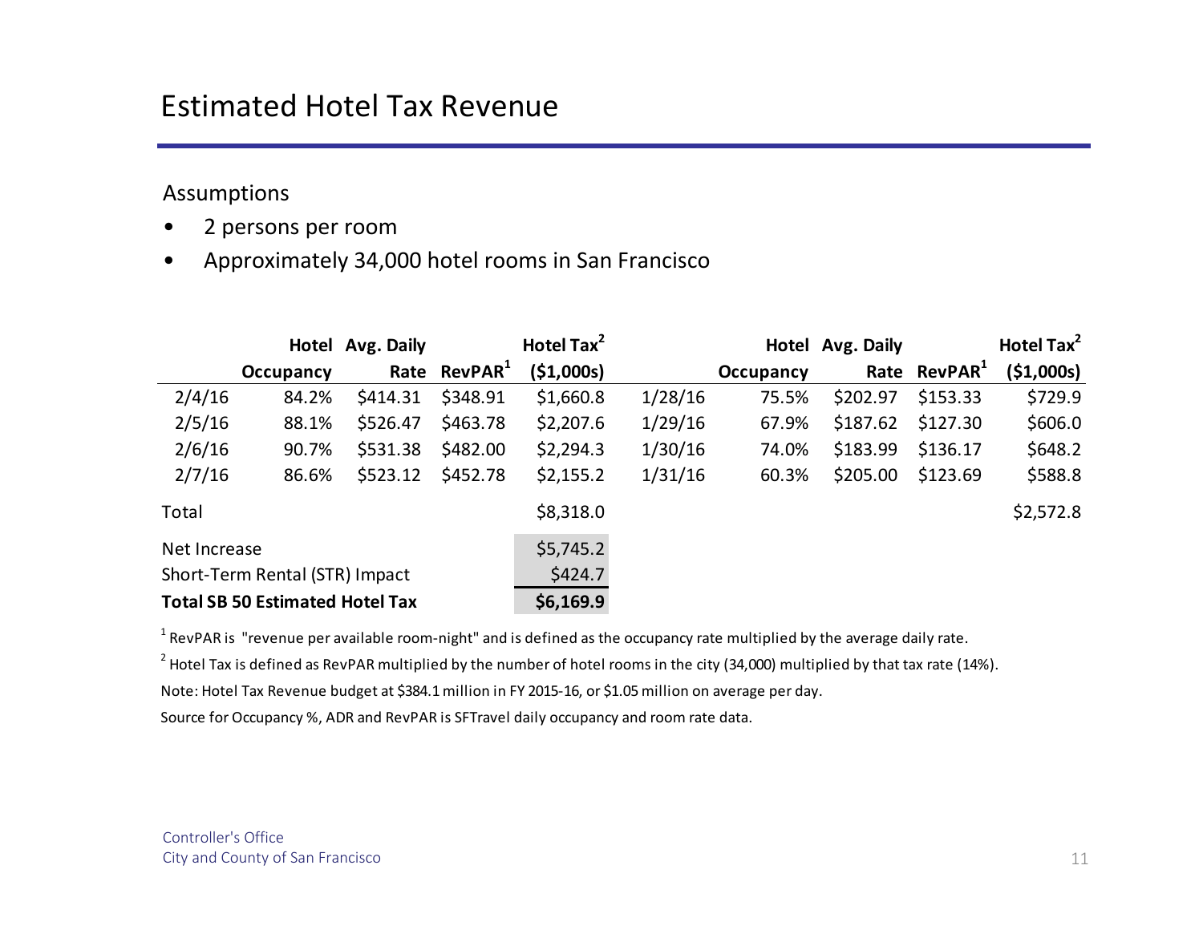# Estimated Hotel Tax Revenue

Assumptions

- 2 persons per room
- Approximately 34,000 hotel rooms in San Francisco

| | Hotel Occupancy | Avg. Daily Rate | RevPAR[1] | Hotel Tax[2] ($1,000s) | | Hotel Occupancy | Avg. Daily Rate | RevPAR[1] | Hotel Tax[2] ($1,000s) |
|---|---|---|---|---|---|---|---|---|---|
| 2/4/16 | 84.2% | $414.31 | $348.91 | $1,660.8 | 1/28/16 | 75.5% | $202.97 | $153.33 | $729.9 |
| 2/5/16 | 88.1% | $526.47 | $463.78 | $2,207.6 | 1/29/16 | 67.9% | $187.62 | $127.30 | $606.0 |
| 2/6/16 | 90.7% | $531.38 | $482.00 | $2,294.3 | 1/30/16 | 74.0% | $183.99 | $136.17 | $648.2 |
| 2/7/16 | 86.6% | $523.12 | $452.78 | $2,155.2 | 1/31/16 | 60.3% | $205.00 | $123.69 | $588.8 |
| Total | | | | $8,318.0 | | | | | $2,572.8 |
| Net Increase | | | | $5,745.2 | | | | | |
| Short-Term Rental (STR) Impact | | | | $424.7 | | | | | |
| **Total SB 50 Estimated Hotel Tax** | | | | **$6,169.9** | | | | | |

[1] RevPAR is "revenue per available room-night" and is defined as the occupancy rate multiplied by the average daily rate.

[2] Hotel Tax is defined as RevPAR multiplied by the number of hotel rooms in the city (34,000) multiplied by that tax rate (14%).

Note: Hotel Tax Revenue budget at $384.1 million in FY 2015-16, or $1.05 million on average per day.

Source for Occupancy %, ADR and RevPAR is SFTravel daily occupancy and room rate data.

Controller's Office
City and County of San Francisco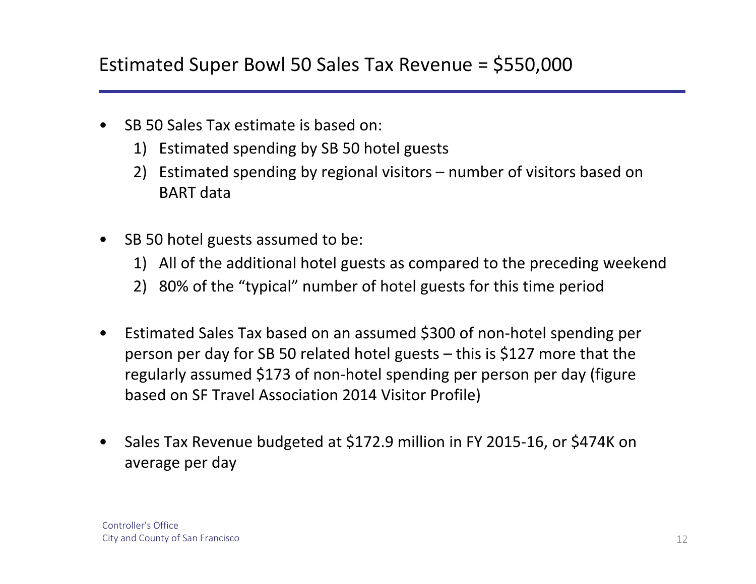# Estimated Super Bowl 50 Sales Tax Revenue = $550,000

- SB 50 Sales Tax estimate is based on:
  1) Estimated spending by SB 50 hotel guests
  2) Estimated spending by regional visitors – number of visitors based on BART data

- SB 50 hotel guests assumed to be:
  1) All of the additional hotel guests as compared to the preceding weekend
  2) 80% of the "typical" number of hotel guests for this time period

- Estimated Sales Tax based on an assumed $300 of non-hotel spending per person per day for SB 50 related hotel guests – this is $127 more that the regularly assumed $173 of non-hotel spending per person per day (figure based on SF Travel Association 2014 Visitor Profile)

- Sales Tax Revenue budgeted at $172.9 million in FY 2015-16, or $474K on average per day

Controller's Office
City and County of San Francisco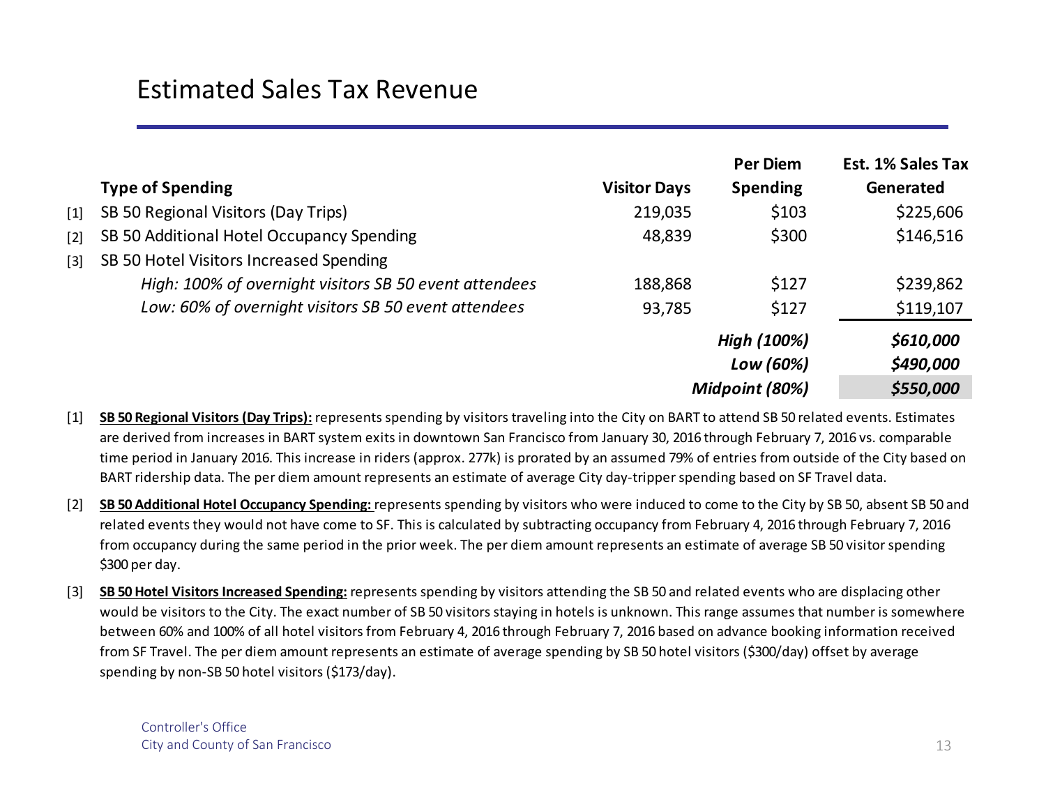# Estimated Sales Tax Revenue

| | Type of Spending | Visitor Days | Per Diem Spending | Est. 1% Sales Tax Generated |
|---|---|---|---|---|
| [1] | SB 50 Regional Visitors (Day Trips) | 219,035 | $103 | $225,606 |
| [2] | SB 50 Additional Hotel Occupancy Spending | 48,839 | $300 | $146,516 |
| [3] | SB 50 Hotel Visitors Increased Spending | | | |
| | *High: 100% of overnight visitors SB 50 event attendees* | 188,868 | $127 | $239,862 |
| | *Low: 60% of overnight visitors SB 50 event attendees* | 93,785 | $127 | $119,107 |
| | | | ***High (100%)*** | ***$610,000*** |
| | | | ***Low (60%)*** | ***$490,000*** |
| | | | ***Midpoint (80%)*** | ***$550,000*** |

[1] **SB 50 Regional Visitors (Day Trips):** represents spending by visitors traveling into the City on BART to attend SB 50 related events. Estimates are derived from increases in BART system exits in downtown San Francisco from January 30, 2016 through February 7, 2016 vs. comparable time period in January 2016. This increase in riders (approx. 277k) is prorated by an assumed 79% of entries from outside of the City based on BART ridership data. The per diem amount represents an estimate of average City day-tripper spending based on SF Travel data.

[2] **SB 50 Additional Hotel Occupancy Spending:** represents spending by visitors who were induced to come to the City by SB 50, absent SB 50 and related events they would not have come to SF. This is calculated by subtracting occupancy from February 4, 2016 through February 7, 2016 from occupancy during the same period in the prior week. The per diem amount represents an estimate of average SB 50 visitor spending $300 per day.

[3] **SB 50 Hotel Visitors Increased Spending:** represents spending by visitors attending the SB 50 and related events who are displacing other would be visitors to the City. The exact number of SB 50 visitors staying in hotels is unknown. This range assumes that number is somewhere between 60% and 100% of all hotel visitors from February 4, 2016 through February 7, 2016 based on advance booking information received from SF Travel. The per diem amount represents an estimate of average spending by SB 50 hotel visitors ($300/day) offset by average spending by non-SB 50 hotel visitors ($173/day).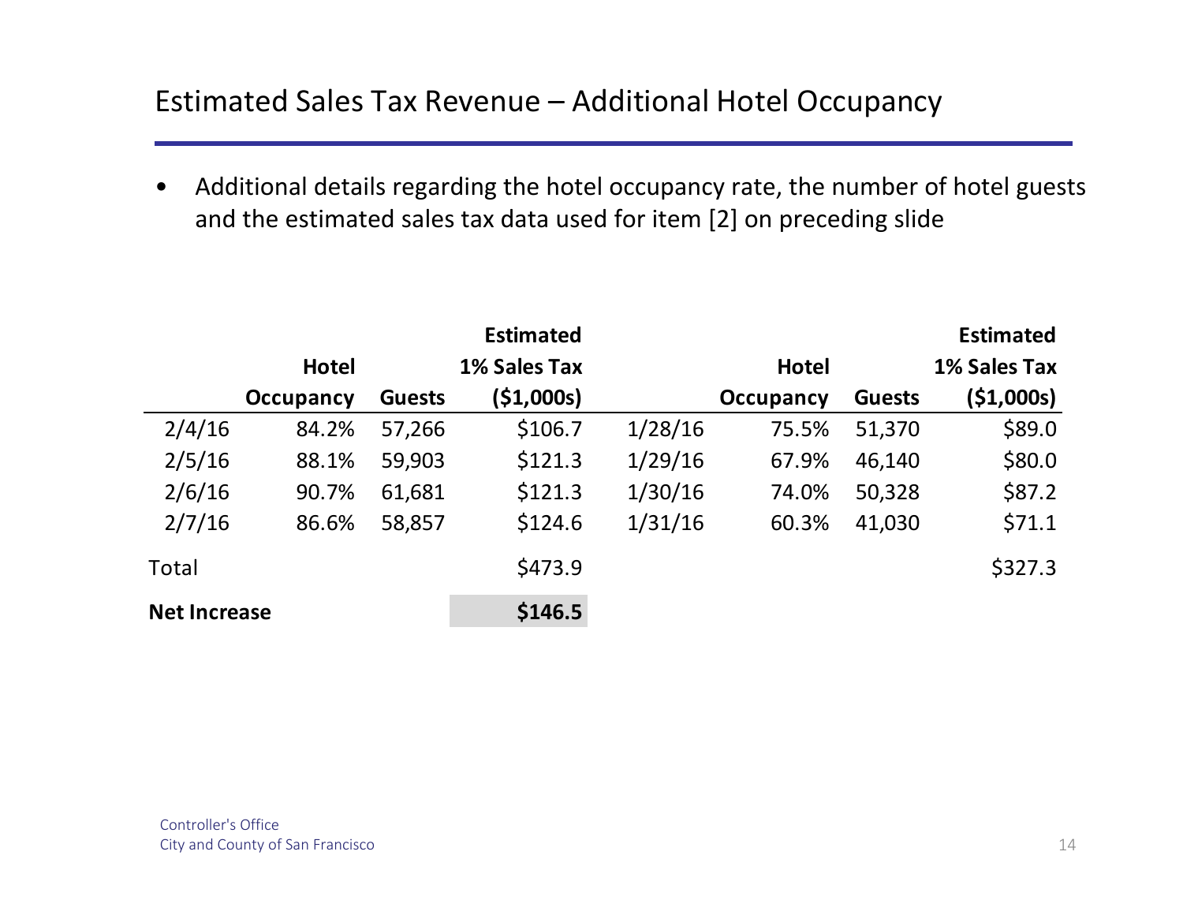# Estimated Sales Tax Revenue – Additional Hotel Occupancy

- Additional details regarding the hotel occupancy rate, the number of hotel guests and the estimated sales tax data used for item [2] on preceding slide

| | Hotel Occupancy | Guests | Estimated 1% Sales Tax ($1,000s) | | Hotel Occupancy | Guests | Estimated 1% Sales Tax ($1,000s) |
|---|---|---|---|---|---|---|---|
| 2/4/16 | 84.2% | 57,266 | $106.7 | 1/28/16 | 75.5% | 51,370 | $89.0 |
| 2/5/16 | 88.1% | 59,903 | $121.3 | 1/29/16 | 67.9% | 46,140 | $80.0 |
| 2/6/16 | 90.7% | 61,681 | $121.3 | 1/30/16 | 74.0% | 50,328 | $87.2 |
| 2/7/16 | 86.6% | 58,857 | $124.6 | 1/31/16 | 60.3% | 41,030 | $71.1 |
| Total | | | $473.9 | | | | $327.3 |
| **Net Increase** | | | **$146.5** | | | | |

Controller's Office
City and County of San Francisco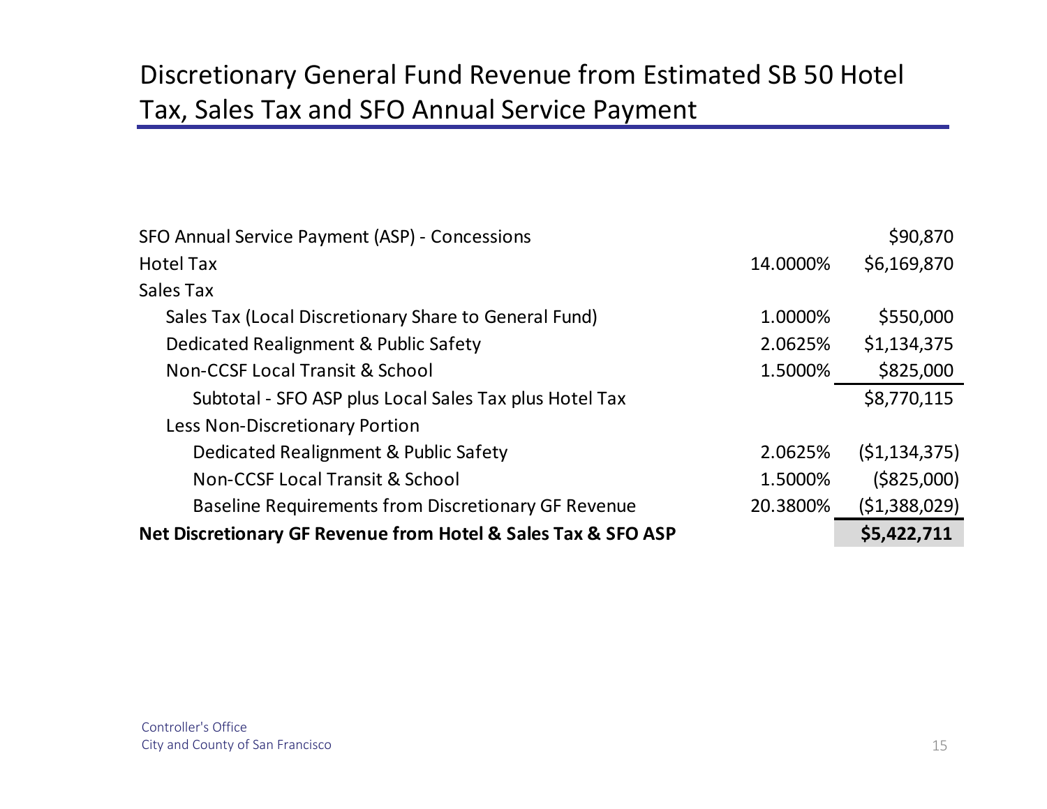## Discretionary General Fund Revenue from Estimated SB 50 Hotel Tax, Sales Tax and SFO Annual Service Payment

| | | |
|---|---|---|
| SFO Annual Service Payment (ASP) - Concessions | | $90,870 |
| Hotel Tax | 14.0000% | $6,169,870 |
| Sales Tax | | |
| Sales Tax (Local Discretionary Share to General Fund) | 1.0000% | $550,000 |
| Dedicated Realignment & Public Safety | 2.0625% | $1,134,375 |
| Non-CCSF Local Transit & School | 1.5000% | $825,000 |
| Subtotal - SFO ASP plus Local Sales Tax plus Hotel Tax | | $8,770,115 |
| Less Non-Discretionary Portion | | |
| Dedicated Realignment & Public Safety | 2.0625% | ($1,134,375) |
| Non-CCSF Local Transit & School | 1.5000% | ($825,000) |
| Baseline Requirements from Discretionary GF Revenue | 20.3800% | ($1,388,029) |
| **Net Discretionary GF Revenue from Hotel & Sales Tax & SFO ASP** | | **$5,422,711** |

Controller's Office
City and County of San Francisco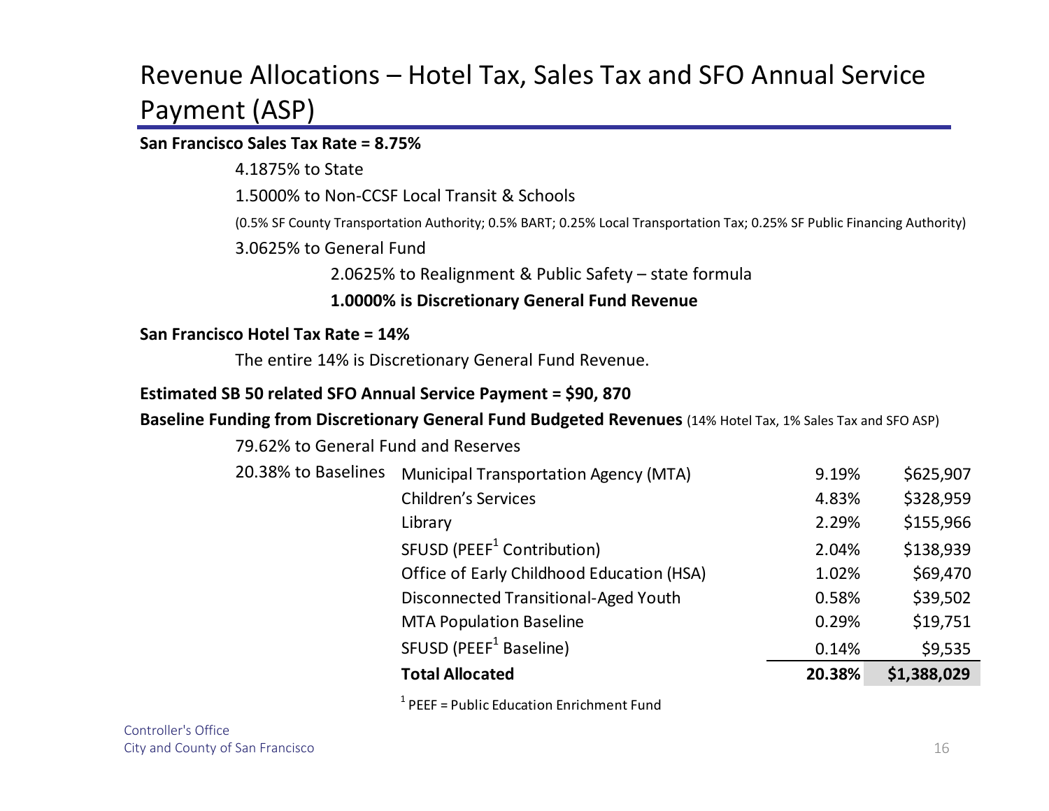# Revenue Allocations – Hotel Tax, Sales Tax and SFO Annual Service Payment (ASP)

**San Francisco Sales Tax Rate = 8.75%**

4.1875% to State

1.5000% to Non-CCSF Local Transit & Schools

(0.5% SF County Transportation Authority; 0.5% BART; 0.25% Local Transportation Tax; 0.25% SF Public Financing Authority)

3.0625% to General Fund

- 2.0625% to Realignment & Public Safety – state formula
- **1.0000% is Discretionary General Fund Revenue**

**San Francisco Hotel Tax Rate = 14%**

The entire 14% is Discretionary General Fund Revenue.

**Estimated SB 50 related SFO Annual Service Payment = $90, 870**

**Baseline Funding from Discretionary General Fund Budgeted Revenues** (14% Hotel Tax, 1% Sales Tax and SFO ASP)

79.62% to General Fund and Reserves

| | | | |
|---|---|---|---|
| 20.38% to Baselines | Municipal Transportation Agency (MTA) | 9.19% | $625,907 |
| | Children's Services | 4.83% | $328,959 |
| | Library | 2.29% | $155,966 |
| | SFUSD (PEEF[1] Contribution) | 2.04% | $138,939 |
| | Office of Early Childhood Education (HSA) | 1.02% | $69,470 |
| | Disconnected Transitional-Aged Youth | 0.58% | $39,502 |
| | MTA Population Baseline | 0.29% | $19,751 |
| | SFUSD (PEEF[1] Baseline) | 0.14% | $9,535 |
| | **Total Allocated** | **20.38%** | **$1,388,029** |

[1] PEEF = Public Education Enrichment Fund

Controller's Office
City and County of San Francisco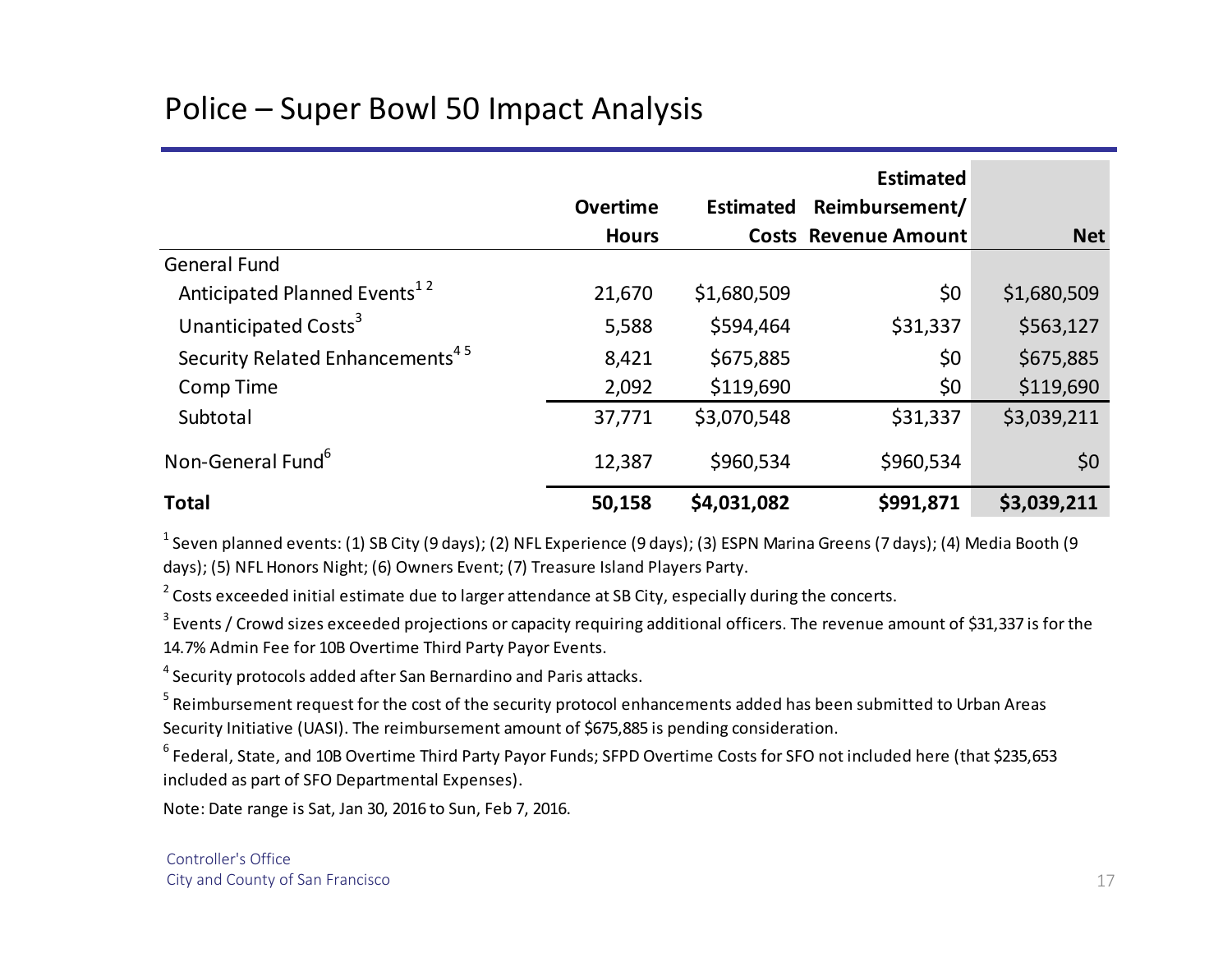# Police – Super Bowl 50 Impact Analysis

| | Overtime Hours | Estimated Costs | Estimated Reimbursement/ Revenue Amount | Net |
|---|---|---|---|---|
| General Fund | | | | |
| Anticipated Planned Events[1 2] | 21,670 | $1,680,509 | $0 | $1,680,509 |
| Unanticipated Costs[3] | 5,588 | $594,464 | $31,337 | $563,127 |
| Security Related Enhancements[4 5] | 8,421 | $675,885 | $0 | $675,885 |
| Comp Time | 2,092 | $119,690 | $0 | $119,690 |
| Subtotal | 37,771 | $3,070,548 | $31,337 | $3,039,211 |
| Non-General Fund[6] | 12,387 | $960,534 | $960,534 | $0 |
| **Total** | **50,158** | **$4,031,082** | **$991,871** | **$3,039,211** |

[1] Seven planned events: (1) SB City (9 days); (2) NFL Experience (9 days); (3) ESPN Marina Greens (7 days); (4) Media Booth (9 days); (5) NFL Honors Night; (6) Owners Event; (7) Treasure Island Players Party.

[2] Costs exceeded initial estimate due to larger attendance at SB City, especially during the concerts.

[3] Events / Crowd sizes exceeded projections or capacity requiring additional officers. The revenue amount of $31,337 is for the 14.7% Admin Fee for 10B Overtime Third Party Payor Events.

[4] Security protocols added after San Bernardino and Paris attacks.

[5] Reimbursement request for the cost of the security protocol enhancements added has been submitted to Urban Areas Security Initiative (UASI). The reimbursement amount of $675,885 is pending consideration.

[6] Federal, State, and 10B Overtime Third Party Payor Funds; SFPD Overtime Costs for SFO not included here (that $235,653 included as part of SFO Departmental Expenses).

Note: Date range is Sat, Jan 30, 2016 to Sun, Feb 7, 2016.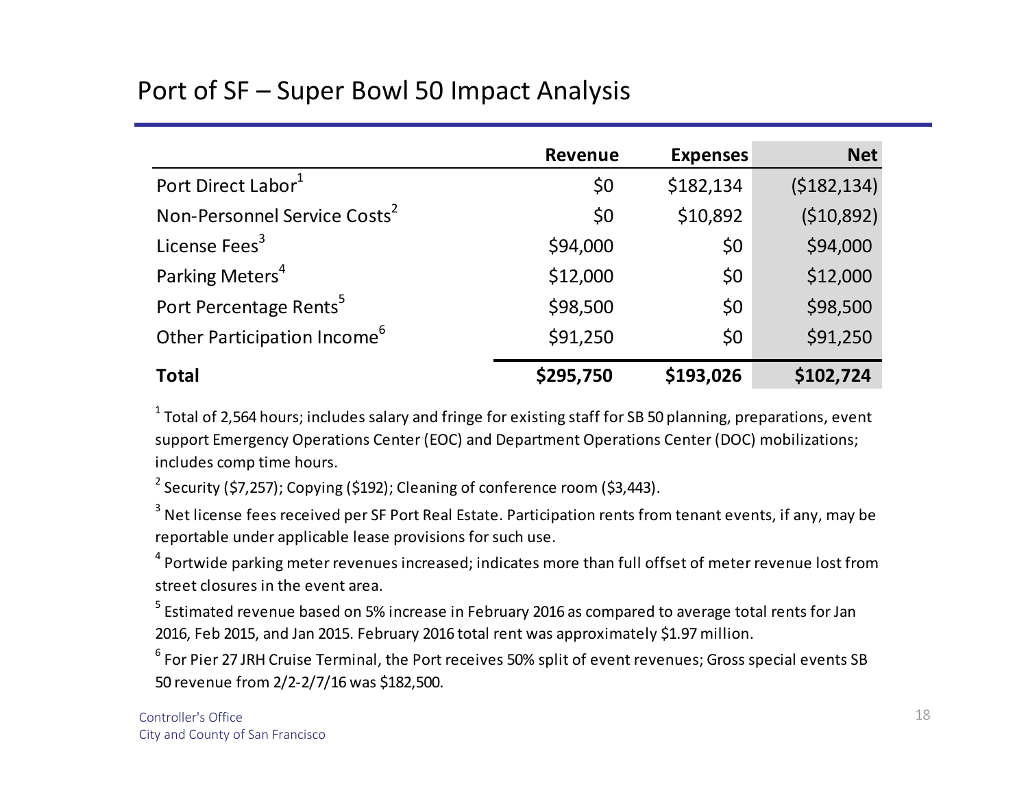## Port of SF – Super Bowl 50 Impact Analysis

| | Revenue | Expenses | Net |
|---|---|---|---|
| Port Direct Labor[1] | $0 | $182,134 | ($182,134) |
| Non-Personnel Service Costs[2] | $0 | $10,892 | ($10,892) |
| License Fees[3] | $94,000 | $0 | $94,000 |
| Parking Meters[4] | $12,000 | $0 | $12,000 |
| Port Percentage Rents[5] | $98,500 | $0 | $98,500 |
| Other Participation Income[6] | $91,250 | $0 | $91,250 |
| **Total** | **$295,750** | **$193,026** | **$102,724** |

[1] Total of 2,564 hours; includes salary and fringe for existing staff for SB 50 planning, preparations, event support Emergency Operations Center (EOC) and Department Operations Center (DOC) mobilizations; includes comp time hours.

[2] Security ($7,257); Copying ($192); Cleaning of conference room ($3,443).

[3] Net license fees received per SF Port Real Estate. Participation rents from tenant events, if any, may be reportable under applicable lease provisions for such use.

[4] Portwide parking meter revenues increased; indicates more than full offset of meter revenue lost from street closures in the event area.

[5] Estimated revenue based on 5% increase in February 2016 as compared to average total rents for Jan 2016, Feb 2015, and Jan 2015. February 2016 total rent was approximately $1.97 million.

[6] For Pier 27 JRH Cruise Terminal, the Port receives 50% split of event revenues; Gross special events SB 50 revenue from 2/2-2/7/16 was $182,500.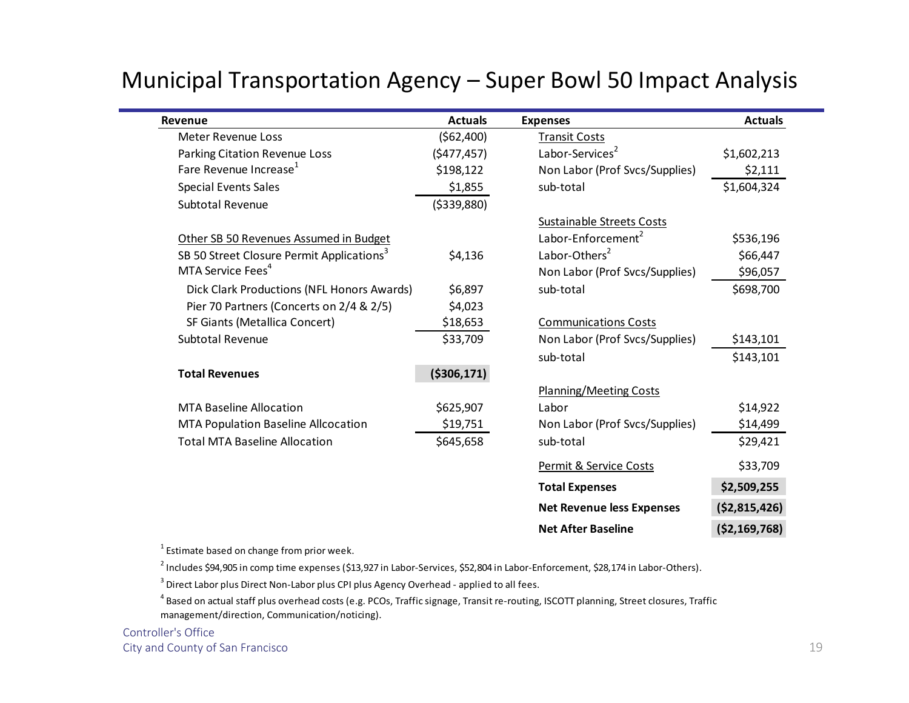# Municipal Transportation Agency – Super Bowl 50 Impact Analysis

| Revenue | Actuals |
|---|---|
| Meter Revenue Loss | ($62,400) |
| Parking Citation Revenue Loss | ($477,457) |
| Fare Revenue Increase[1] | $198,122 |
| Special Events Sales | $1,855 |
| Subtotal Revenue | ($339,880) |
| | |
| Other SB 50 Revenues Assumed in Budget | |
| SB 50 Street Closure Permit Applications[3] | $4,136 |
| MTA Service Fees[4] | |
| Dick Clark Productions (NFL Honors Awards) | $6,897 |
| Pier 70 Partners (Concerts on 2/4 & 2/5) | $4,023 |
| SF Giants (Metallica Concert) | $18,653 |
| Subtotal Revenue | $33,709 |
| | |
| **Total Revenues** | **($306,171)** |
| | |
| MTA Baseline Allocation | $625,907 |
| MTA Population Baseline Allcocation | $19,751 |
| Total MTA Baseline Allocation | $645,658 |

| Expenses | Actuals |
|---|---|
| Transit Costs | |
| Labor-Services[2] | $1,602,213 |
| Non Labor (Prof Svcs/Supplies) | $2,111 |
| sub-total | $1,604,324 |
| | |
| Sustainable Streets Costs | |
| Labor-Enforcement[2] | $536,196 |
| Labor-Others[2] | $66,447 |
| Non Labor (Prof Svcs/Supplies) | $96,057 |
| sub-total | $698,700 |
| | |
| Communications Costs | |
| Non Labor (Prof Svcs/Supplies) | $143,101 |
| sub-total | $143,101 |
| | |
| Planning/Meeting Costs | |
| Labor | $14,922 |
| Non Labor (Prof Svcs/Supplies) | $14,499 |
| sub-total | $29,421 |
| | |
| Permit & Service Costs | $33,709 |
| **Total Expenses** | **$2,509,255** |
| **Net Revenue less Expenses** | **($2,815,426)** |
| **Net After Baseline** | **($2,169,768)** |

[1] Estimate based on change from prior week.

[2] Includes $94,905 in comp time expenses ($13,927 in Labor-Services, $52,804 in Labor-Enforcement, $28,174 in Labor-Others).

[3] Direct Labor plus Direct Non-Labor plus CPI plus Agency Overhead - applied to all fees.

[4] Based on actual staff plus overhead costs (e.g. PCOs, Traffic signage, Transit re-routing, ISCOTT planning, Street closures, Traffic management/direction, Communication/noticing).

Controller's Office
City and County of San Francisco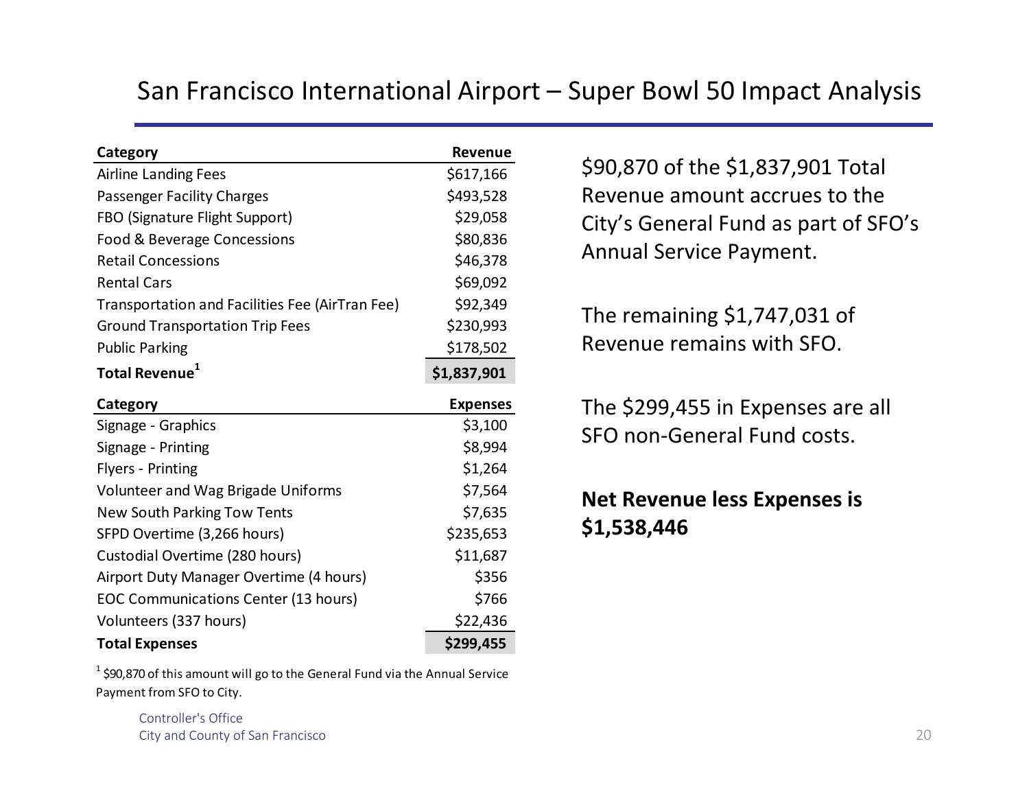# San Francisco International Airport – Super Bowl 50 Impact Analysis

| Category | Revenue |
|---|---|
| Airline Landing Fees | $617,166 |
| Passenger Facility Charges | $493,528 |
| FBO (Signature Flight Support) | $29,058 |
| Food & Beverage Concessions | $80,836 |
| Retail Concessions | $46,378 |
| Rental Cars | $69,092 |
| Transportation and Facilities Fee (AirTran Fee) | $92,349 |
| Ground Transportation Trip Fees | $230,993 |
| Public Parking | $178,502 |
| **Total Revenue[1]** | **$1,837,901** |

| Category | Expenses |
|---|---|
| Signage - Graphics | $3,100 |
| Signage - Printing | $8,994 |
| Flyers - Printing | $1,264 |
| Volunteer and Wag Brigade Uniforms | $7,564 |
| New South Parking Tow Tents | $7,635 |
| SFPD Overtime (3,266 hours) | $235,653 |
| Custodial Overtime (280 hours) | $11,687 |
| Airport Duty Manager Overtime (4 hours) | $356 |
| EOC Communications Center (13 hours) | $766 |
| Volunteers (337 hours) | $22,436 |
| **Total Expenses** | **$299,455** |

[1] $90,870 of this amount will go to the General Fund via the Annual Service Payment from SFO to City.

$90,870 of the $1,837,901 Total Revenue amount accrues to the City's General Fund as part of SFO's Annual Service Payment.

The remaining $1,747,031 of Revenue remains with SFO.

The $299,455 in Expenses are all SFO non-General Fund costs.

**Net Revenue less Expenses is $1,538,446**

Controller's Office
City and County of San Francisco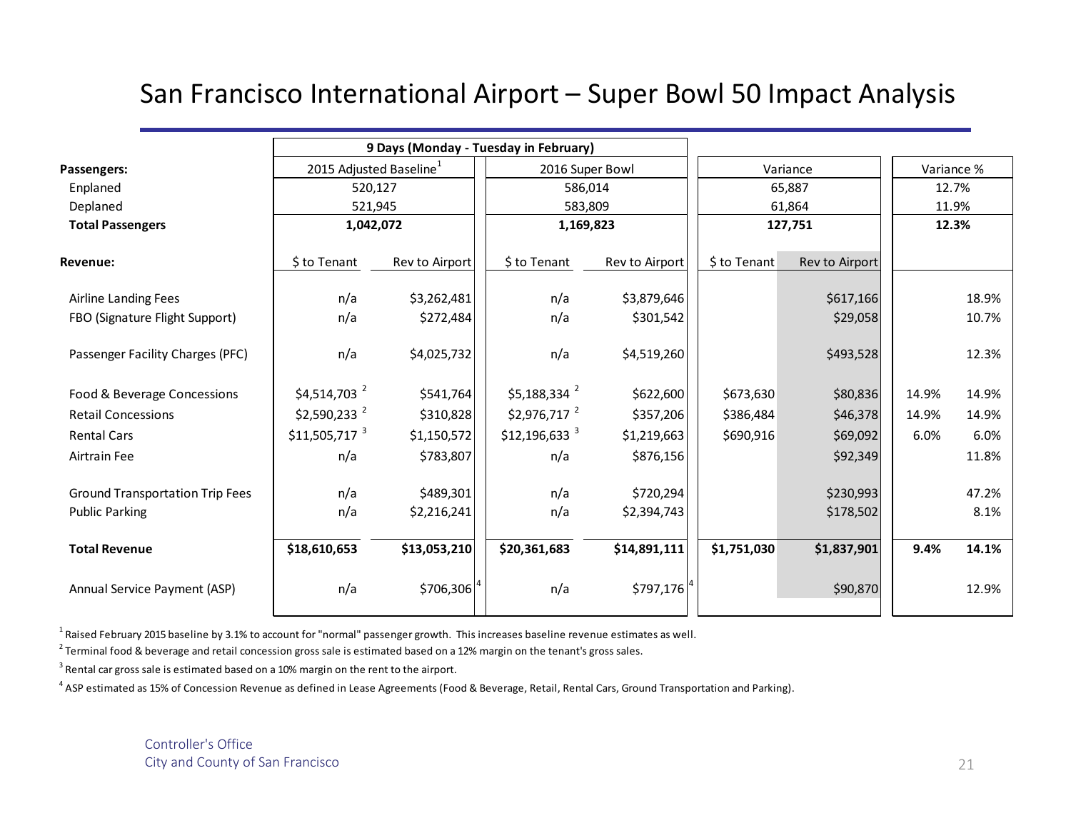# San Francisco International Airport – Super Bowl 50 Impact Analysis

| | 9 Days (Monday - Tuesday in February) | | | | | | | |
|---|---|---|---|---|---|---|---|---|
| **Passengers:** | 2015 Adjusted Baseline[1] | | 2016 Super Bowl | | Variance | | Variance % | |
| Enplaned | 520,127 | | 586,014 | | 65,887 | | 12.7% | |
| Deplaned | 521,945 | | 583,809 | | 61,864 | | 11.9% | |
| **Total Passengers** | **1,042,072** | | **1,169,823** | | **127,751** | | **12.3%** | |
| **Revenue:** | $ to Tenant | Rev to Airport | $ to Tenant | Rev to Airport | $ to Tenant | Rev to Airport | | |
| Airline Landing Fees | n/a | $3,262,481 | n/a | $3,879,646 | | $617,166 | | 18.9% |
| FBO (Signature Flight Support) | n/a | $272,484 | n/a | $301,542 | | $29,058 | | 10.7% |
| Passenger Facility Charges (PFC) | n/a | $4,025,732 | n/a | $4,519,260 | | $493,528 | | 12.3% |
| Food & Beverage Concessions | $4,514,703 [2] | $541,764 | $5,188,334 [2] | $622,600 | $673,630 | $80,836 | 14.9% | 14.9% |
| Retail Concessions | $2,590,233 [2] | $310,828 | $2,976,717 [2] | $357,206 | $386,484 | $46,378 | 14.9% | 14.9% |
| Rental Cars | $11,505,717 [3] | $1,150,572 | $12,196,633 [3] | $1,219,663 | $690,916 | $69,092 | 6.0% | 6.0% |
| Airtrain Fee | n/a | $783,807 | n/a | $876,156 | | $92,349 | | 11.8% |
| Ground Transportation Trip Fees | n/a | $489,301 | n/a | $720,294 | | $230,993 | | 47.2% |
| Public Parking | n/a | $2,216,241 | n/a | $2,394,743 | | $178,502 | | 8.1% |
| **Total Revenue** | **$18,610,653** | **$13,053,210** | **$20,361,683** | **$14,891,111** | **$1,751,030** | **$1,837,901** | **9.4%** | **14.1%** |
| Annual Service Payment (ASP) | n/a | $706,306 [4] | n/a | $797,176 [4] | | $90,870 | | 12.9% |

[1] Raised February 2015 baseline by 3.1% to account for "normal" passenger growth. This increases baseline revenue estimates as well.

[2] Terminal food & beverage and retail concession gross sale is estimated based on a 12% margin on the tenant's gross sales.

[3] Rental car gross sale is estimated based on a 10% margin on the rent to the airport.

[4] ASP estimated as 15% of Concession Revenue as defined in Lease Agreements (Food & Beverage, Retail, Rental Cars, Ground Transportation and Parking).

Controller's Office
City and County of San Francisco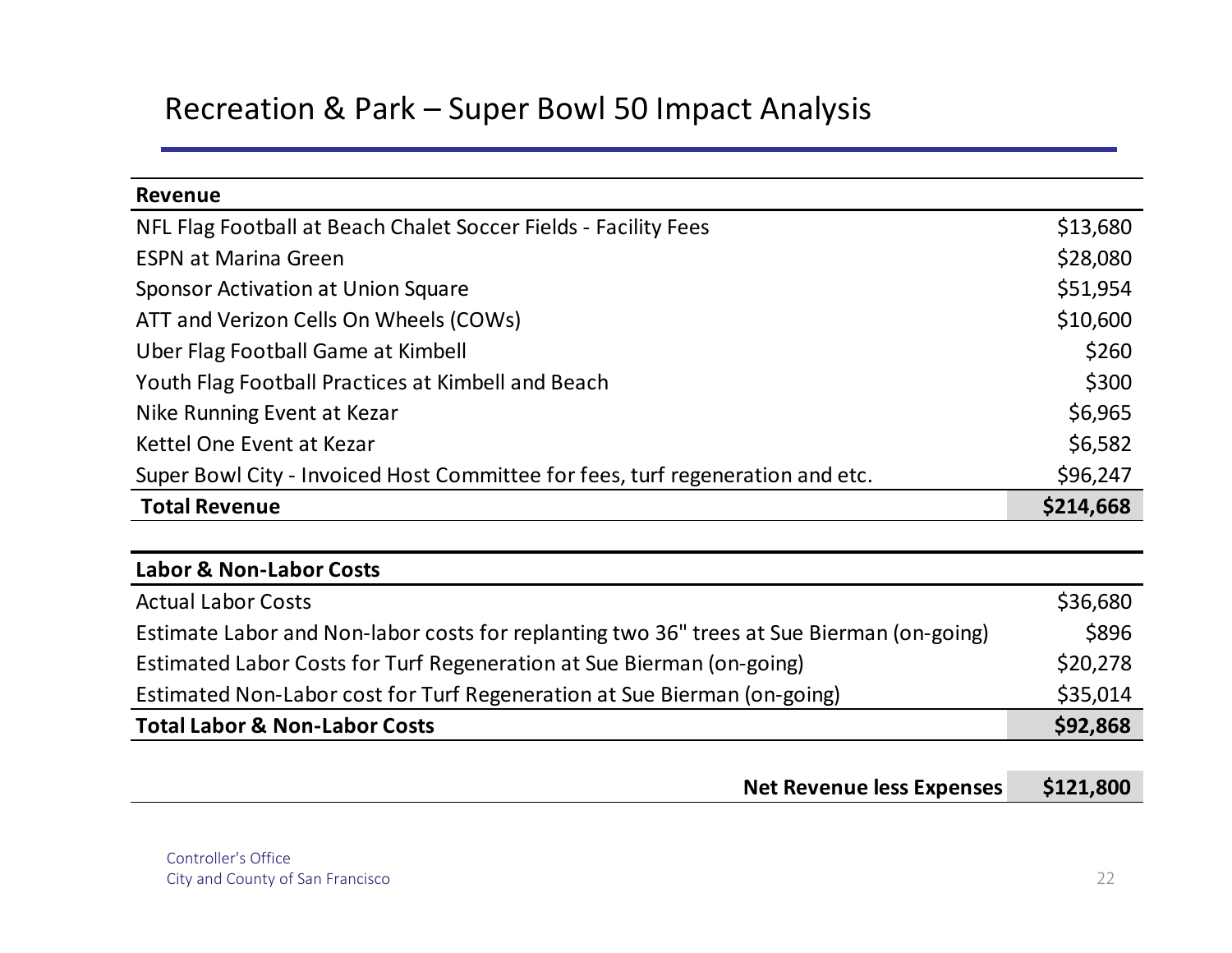# Recreation & Park – Super Bowl 50 Impact Analysis

| **Revenue** | |
|---|---|
| NFL Flag Football at Beach Chalet Soccer Fields - Facility Fees | $13,680 |
| ESPN at Marina Green | $28,080 |
| Sponsor Activation at Union Square | $51,954 |
| ATT and Verizon Cells On Wheels (COWs) | $10,600 |
| Uber Flag Football Game at Kimbell | $260 |
| Youth Flag Football Practices at Kimbell and Beach | $300 |
| Nike Running Event at Kezar | $6,965 |
| Kettel One Event at Kezar | $6,582 |
| Super Bowl City - Invoiced Host Committee for fees, turf regeneration and etc. | $96,247 |
| **Total Revenue** | **$214,668** |

| **Labor & Non-Labor Costs** | |
|---|---|
| Actual Labor Costs | $36,680 |
| Estimate Labor and Non-labor costs for replanting two 36" trees at Sue Bierman (on-going) | $896 |
| Estimated Labor Costs for Turf Regeneration at Sue Bierman (on-going) | $20,278 |
| Estimated Non-Labor cost for Turf Regeneration at Sue Bierman (on-going) | $35,014 |
| **Total Labor & Non-Labor Costs** | **$92,868** |

| | |
|---|---|
| **Net Revenue less Expenses** | **$121,800** |

Controller's Office
City and County of San Francisco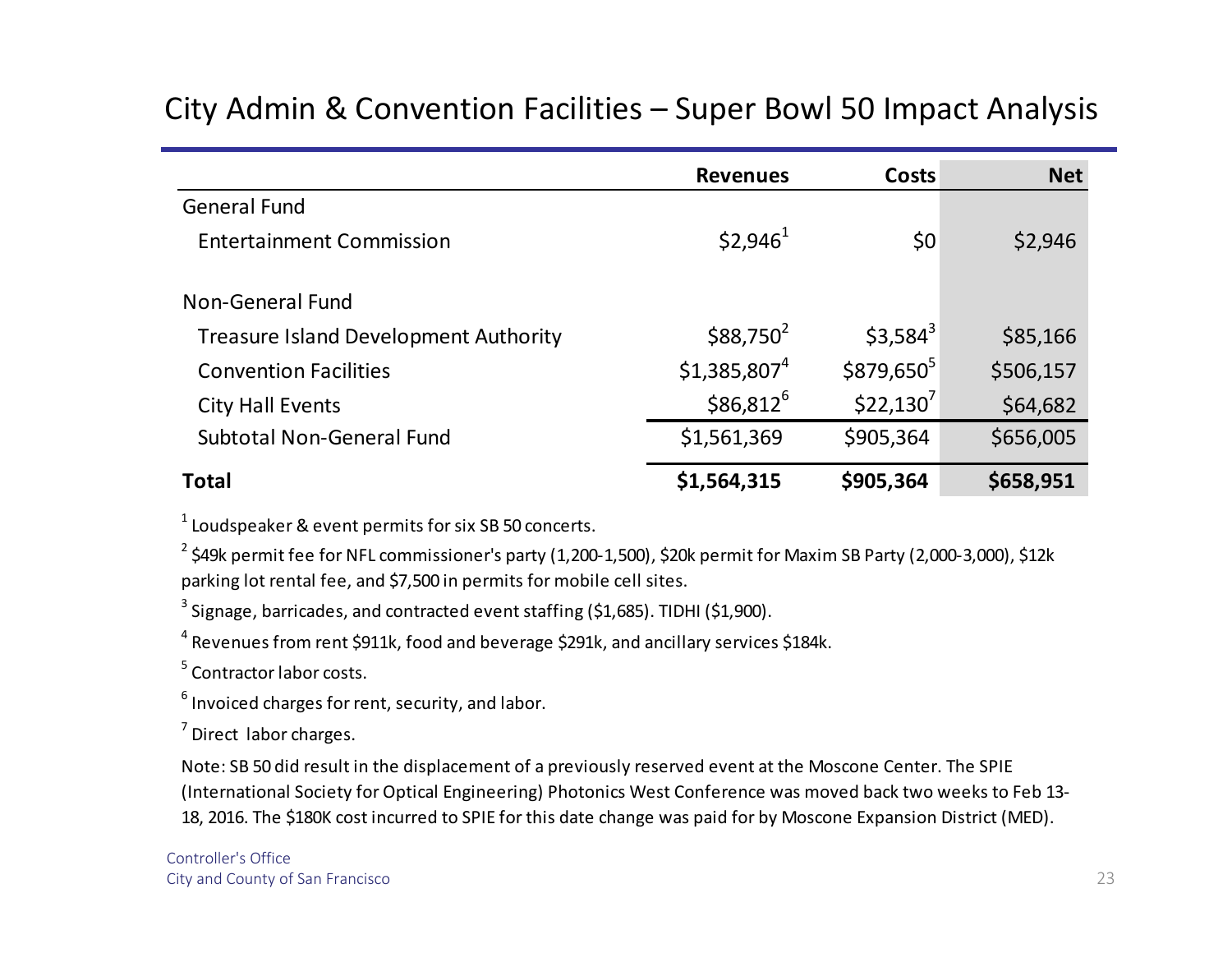# City Admin & Convention Facilities – Super Bowl 50 Impact Analysis

| | Revenues | Costs | Net |
|---|---|---|---|
| General Fund | | | |
| Entertainment Commission | $2,946[1] | $0 | $2,946 |
| Non-General Fund | | | |
| Treasure Island Development Authority | $88,750[2] | $3,584[3] | $85,166 |
| Convention Facilities | $1,385,807[4] | $879,650[5] | $506,157 |
| City Hall Events | $86,812[6] | $22,130[7] | $64,682 |
| Subtotal Non-General Fund | $1,561,369 | $905,364 | $656,005 |
| **Total** | **$1,564,315** | **$905,364** | **$658,951** |

[1] Loudspeaker & event permits for six SB 50 concerts.

[2] $49k permit fee for NFL commissioner's party (1,200-1,500), $20k permit for Maxim SB Party (2,000-3,000), $12k parking lot rental fee, and $7,500 in permits for mobile cell sites.

[3] Signage, barricades, and contracted event staffing ($1,685). TIDHI ($1,900).

[4] Revenues from rent $911k, food and beverage $291k, and ancillary services $184k.

[5] Contractor labor costs.

[6] Invoiced charges for rent, security, and labor.

[7] Direct labor charges.

Note: SB 50 did result in the displacement of a previously reserved event at the Moscone Center. The SPIE (International Society for Optical Engineering) Photonics West Conference was moved back two weeks to Feb 13-18, 2016. The $180K cost incurred to SPIE for this date change was paid for by Moscone Expansion District (MED).

Controller's Office
City and County of San Francisco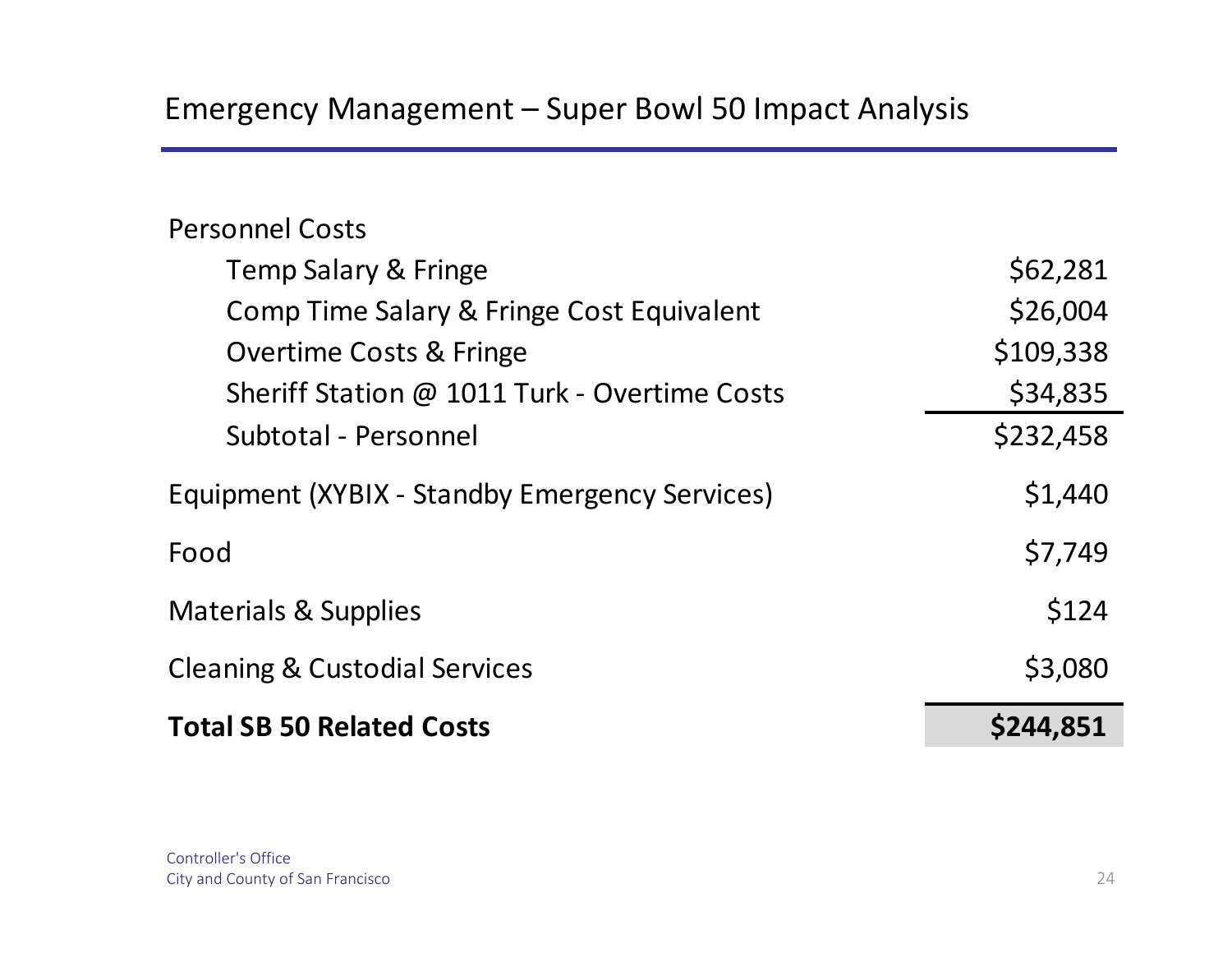## Emergency Management – Super Bowl 50 Impact Analysis

| | |
|---|---|
| Personnel Costs | |
| Temp Salary & Fringe | $62,281 |
| Comp Time Salary & Fringe Cost Equivalent | $26,004 |
| Overtime Costs & Fringe | $109,338 |
| Sheriff Station @ 1011 Turk - Overtime Costs | $34,835 |
| Subtotal - Personnel | $232,458 |
| Equipment (XYBIX - Standby Emergency Services) | $1,440 |
| Food | $7,749 |
| Materials & Supplies | $124 |
| Cleaning & Custodial Services | $3,080 |
| **Total SB 50 Related Costs** | **$244,851** |

Controller's Office
City and County of San Francisco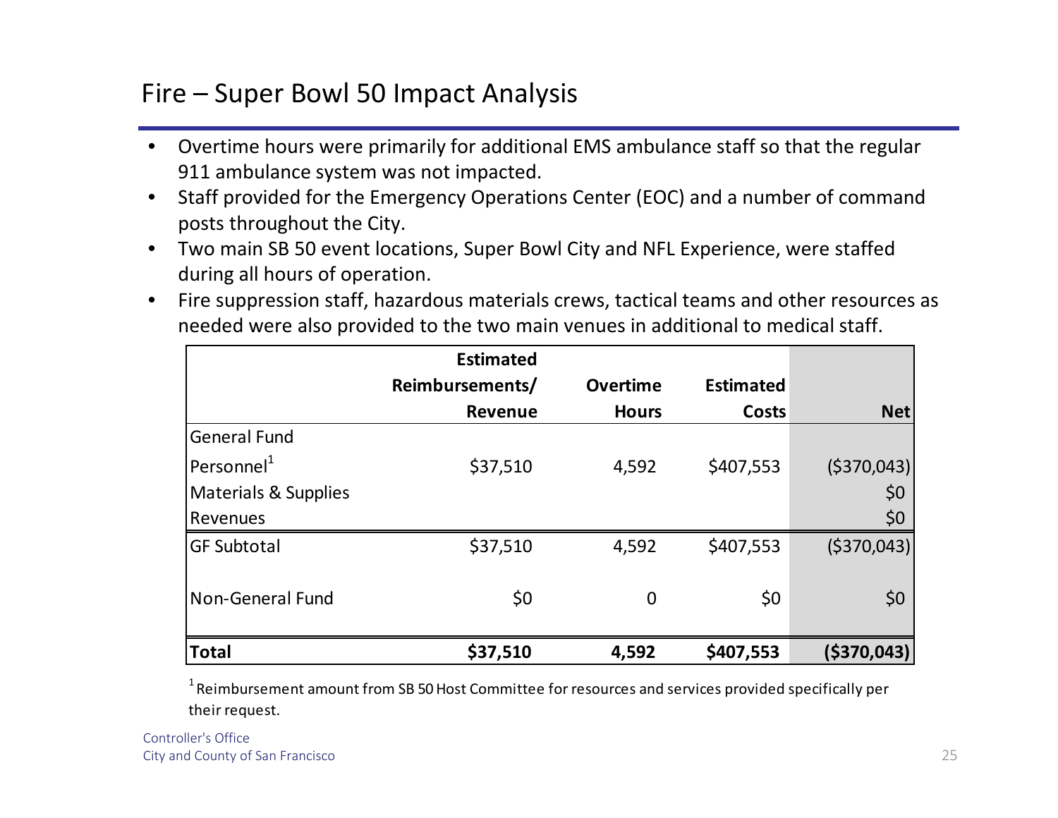# Fire – Super Bowl 50 Impact Analysis

- Overtime hours were primarily for additional EMS ambulance staff so that the regular 911 ambulance system was not impacted.
- Staff provided for the Emergency Operations Center (EOC) and a number of command posts throughout the City.
- Two main SB 50 event locations, Super Bowl City and NFL Experience, were staffed during all hours of operation.
- Fire suppression staff, hazardous materials crews, tactical teams and other resources as needed were also provided to the two main venues in additional to medical staff.

| | Estimated Reimbursements/ Revenue | Overtime Hours | Estimated Costs | Net |
|---|---|---|---|---|
| General Fund | | | | |
| Personnel[1] | $37,510 | 4,592 | $407,553 | ($370,043) |
| Materials & Supplies | | | | $0 |
| Revenues | | | | $0 |
| GF Subtotal | $37,510 | 4,592 | $407,553 | ($370,043) |
| Non-General Fund | $0 | 0 | $0 | $0 |
| **Total** | **$37,510** | **4,592** | **$407,553** | **($370,043)** |

[1] Reimbursement amount from SB 50 Host Committee for resources and services provided specifically per their request.

Controller's Office
City and County of San Francisco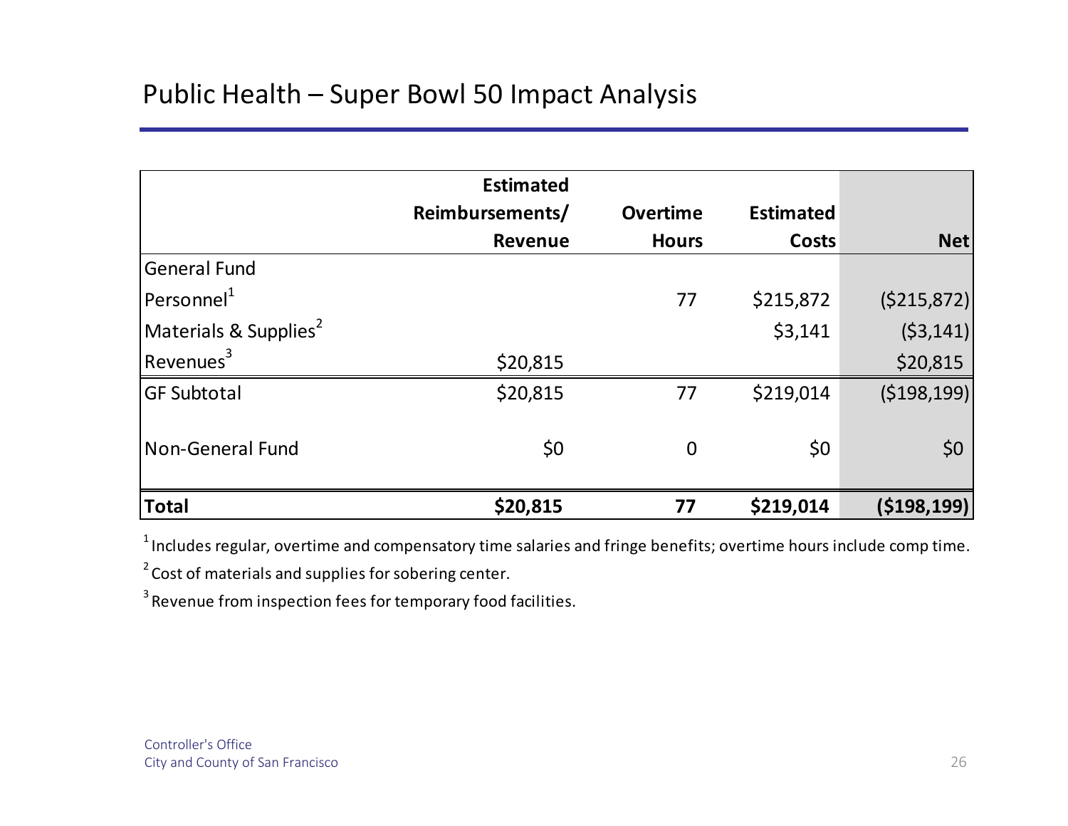# Public Health – Super Bowl 50 Impact Analysis

| | Estimated Reimbursements/ Revenue | Overtime Hours | Estimated Costs | Net |
|---|---|---|---|---|
| General Fund | | | | |
| Personnel[1] | | 77 | $215,872 | ($215,872) |
| Materials & Supplies[2] | | | $3,141 | ($3,141) |
| Revenues[3] | $20,815 | | | $20,815 |
| GF Subtotal | $20,815 | 77 | $219,014 | ($198,199) |
| Non-General Fund | $0 | 0 | $0 | $0 |
| **Total** | **$20,815** | **77** | **$219,014** | **($198,199)** |

[1] Includes regular, overtime and compensatory time salaries and fringe benefits; overtime hours include comp time.

[2] Cost of materials and supplies for sobering center.

[3] Revenue from inspection fees for temporary food facilities.

Controller's Office
City and County of San Francisco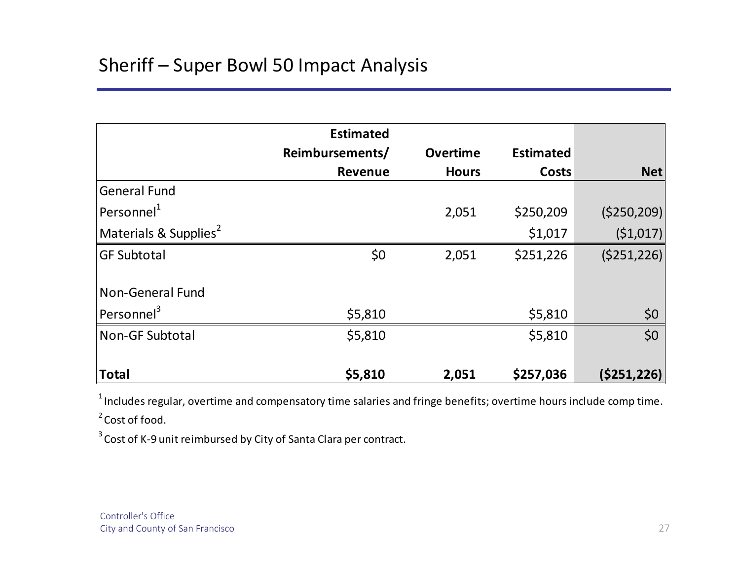# Sheriff – Super Bowl 50 Impact Analysis

| | Estimated Reimbursements/ Revenue | Overtime Hours | Estimated Costs | Net |
|---|---|---|---|---|
| General Fund | | | | |
| Personnel[1] | | 2,051 | $250,209 | ($250,209) |
| Materials & Supplies[2] | | | $1,017 | ($1,017) |
| GF Subtotal | $0 | 2,051 | $251,226 | ($251,226) |
| | | | | |
| Non-General Fund | | | | |
| Personnel[3] | $5,810 | | $5,810 | $0 |
| Non-GF Subtotal | $5,810 | | $5,810 | $0 |
| | | | | |
| **Total** | **$5,810** | **2,051** | **$257,036** | **($251,226)** |

[1] Includes regular, overtime and compensatory time salaries and fringe benefits; overtime hours include comp time.

[2] Cost of food.

[3] Cost of K-9 unit reimbursed by City of Santa Clara per contract.

Controller's Office
City and County of San Francisco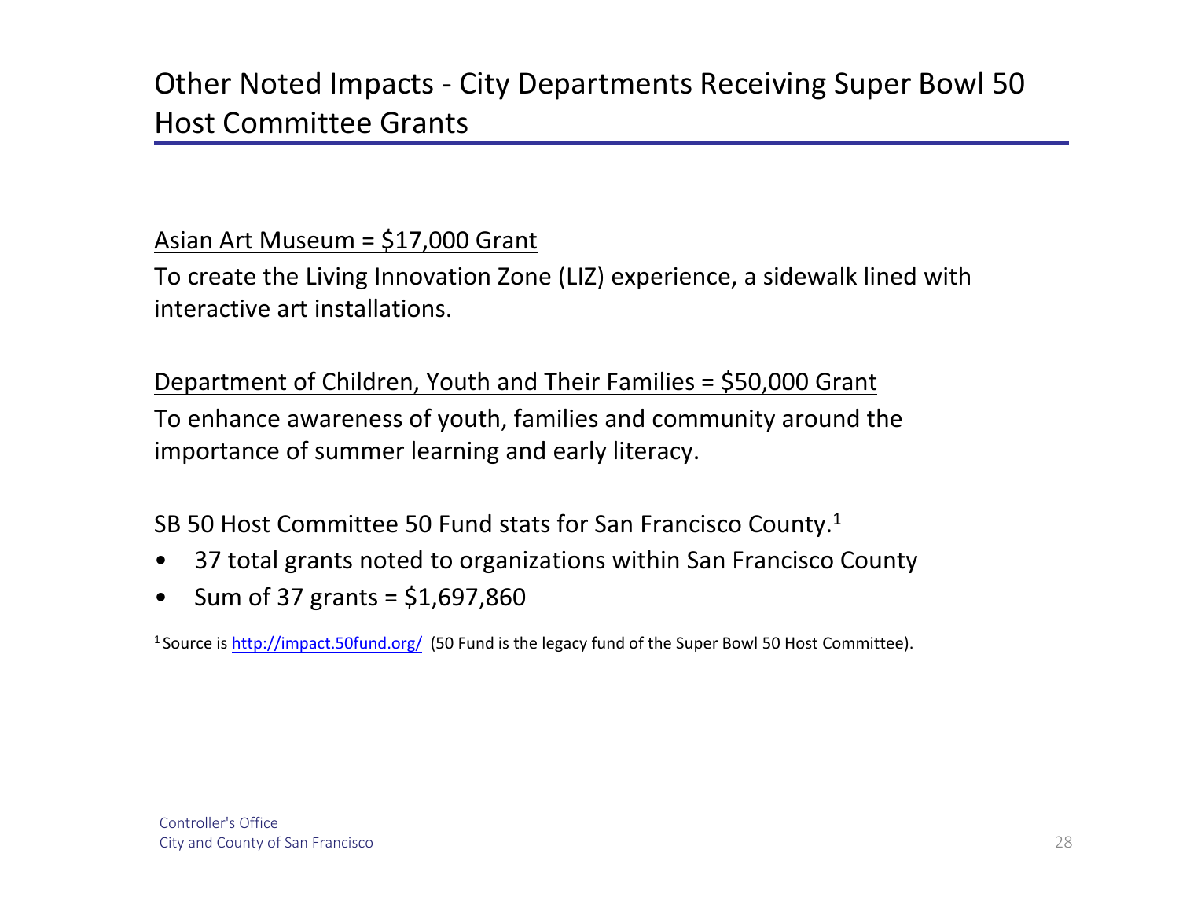# Other Noted Impacts - City Departments Receiving Super Bowl 50 Host Committee Grants

Asian Art Museum = $17,000 Grant

To create the Living Innovation Zone (LIZ) experience, a sidewalk lined with interactive art installations.

Department of Children, Youth and Their Families = $50,000 Grant

To enhance awareness of youth, families and community around the importance of summer learning and early literacy.

SB 50 Host Committee 50 Fund stats for San Francisco County.[1]

- 37 total grants noted to organizations within San Francisco County
- Sum of 37 grants = $1,697,860

[1] Source is http://impact.50fund.org/ (50 Fund is the legacy fund of the Super Bowl 50 Host Committee).

Controller's Office
City and County of San Francisco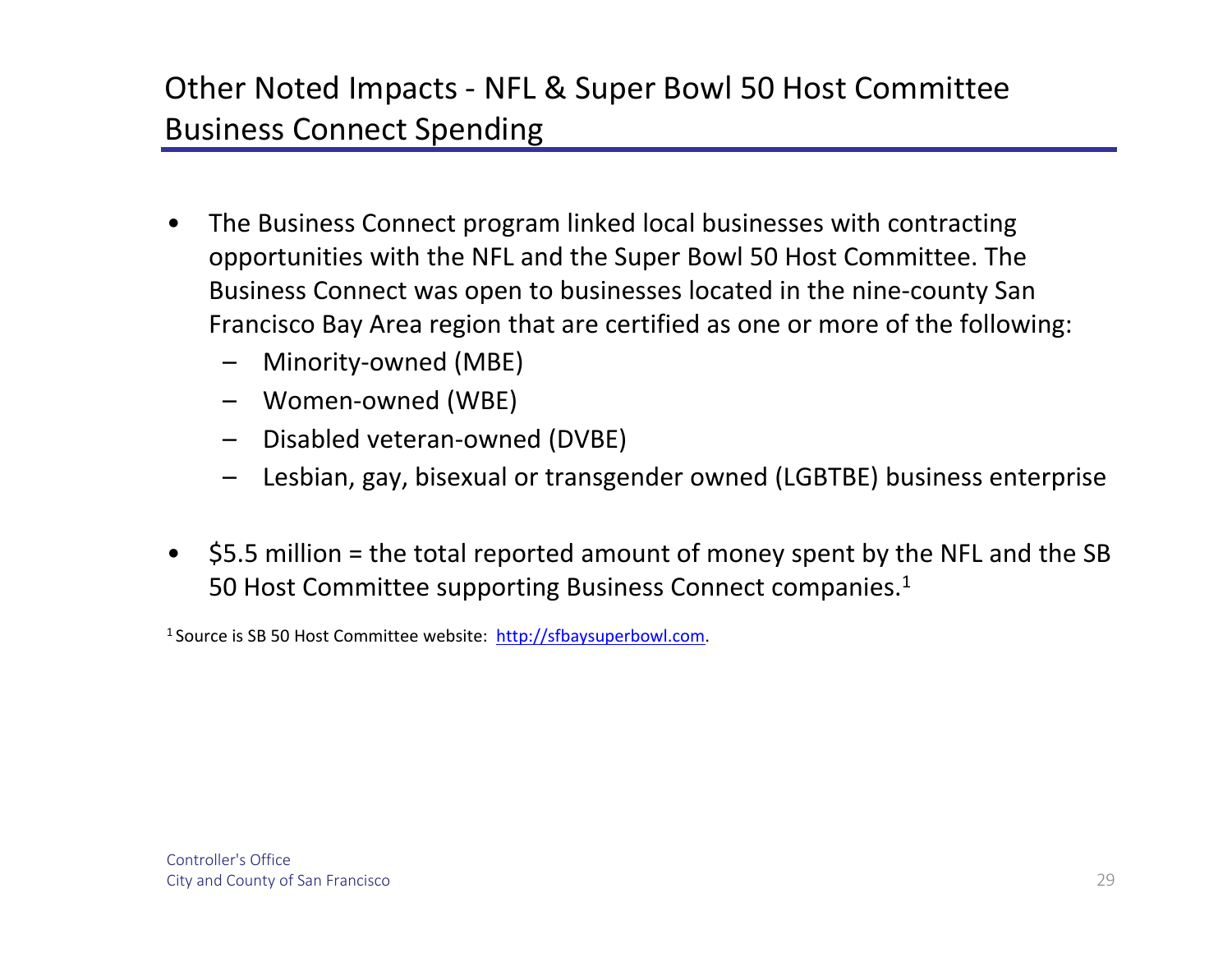# Other Noted Impacts - NFL & Super Bowl 50 Host Committee Business Connect Spending

- The Business Connect program linked local businesses with contracting opportunities with the NFL and the Super Bowl 50 Host Committee. The Business Connect was open to businesses located in the nine-county San Francisco Bay Area region that are certified as one or more of the following:
  - Minority-owned (MBE)
  - Women-owned (WBE)
  - Disabled veteran-owned (DVBE)
  - Lesbian, gay, bisexual or transgender owned (LGBTBE) business enterprise
- $5.5 million = the total reported amount of money spent by the NFL and the SB 50 Host Committee supporting Business Connect companies.[1]

[1] Source is SB 50 Host Committee website: http://sfbaysuperbowl.com.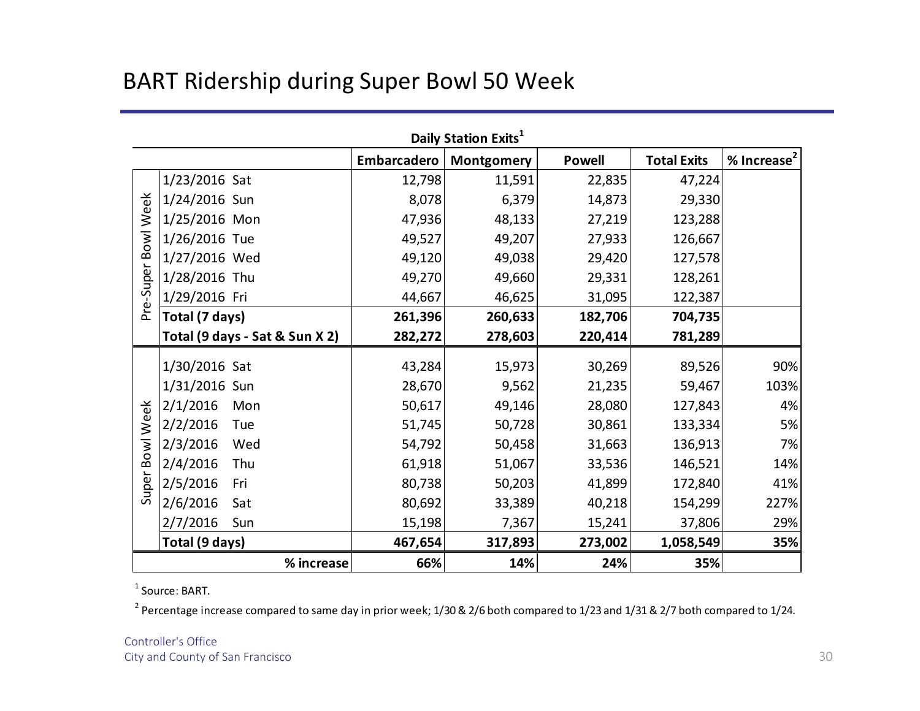# BART Ridership during Super Bowl 50 Week

| | Daily Station Exits[1] | | | | | |
|---|---|---|---|---|---|---|
| | | Embarcadero | Montgomery | Powell | Total Exits | % Increase[2] |
| Pre-Super Bowl Week | 1/23/2016 Sat | 12,798 | 11,591 | 22,835 | 47,224 | |
| | 1/24/2016 Sun | 8,078 | 6,379 | 14,873 | 29,330 | |
| | 1/25/2016 Mon | 47,936 | 48,133 | 27,219 | 123,288 | |
| | 1/26/2016 Tue | 49,527 | 49,207 | 27,933 | 126,667 | |
| | 1/27/2016 Wed | 49,120 | 49,038 | 29,420 | 127,578 | |
| | 1/28/2016 Thu | 49,270 | 49,660 | 29,331 | 128,261 | |
| | 1/29/2016 Fri | 44,667 | 46,625 | 31,095 | 122,387 | |
| | **Total (7 days)** | **261,396** | **260,633** | **182,706** | **704,735** | |
| | **Total (9 days - Sat & Sun X 2)** | **282,272** | **278,603** | **220,414** | **781,289** | |
| Super Bowl Week | 1/30/2016 Sat | 43,284 | 15,973 | 30,269 | 89,526 | 90% |
| | 1/31/2016 Sun | 28,670 | 9,562 | 21,235 | 59,467 | 103% |
| | 2/1/2016 Mon | 50,617 | 49,146 | 28,080 | 127,843 | 4% |
| | 2/2/2016 Tue | 51,745 | 50,728 | 30,861 | 133,334 | 5% |
| | 2/3/2016 Wed | 54,792 | 50,458 | 31,663 | 136,913 | 7% |
| | 2/4/2016 Thu | 61,918 | 51,067 | 33,536 | 146,521 | 14% |
| | 2/5/2016 Fri | 80,738 | 50,203 | 41,899 | 172,840 | 41% |
| | 2/6/2016 Sat | 80,692 | 33,389 | 40,218 | 154,299 | 227% |
| | 2/7/2016 Sun | 15,198 | 7,367 | 15,241 | 37,806 | 29% |
| | **Total (9 days)** | **467,654** | **317,893** | **273,002** | **1,058,549** | **35%** |
| | **% increase** | **66%** | **14%** | **24%** | **35%** | |

[1] Source: BART.

[2] Percentage increase compared to same day in prior week; 1/30 & 2/6 both compared to 1/23 and 1/31 & 2/7 both compared to 1/24.

Controller's Office
City and County of San Francisco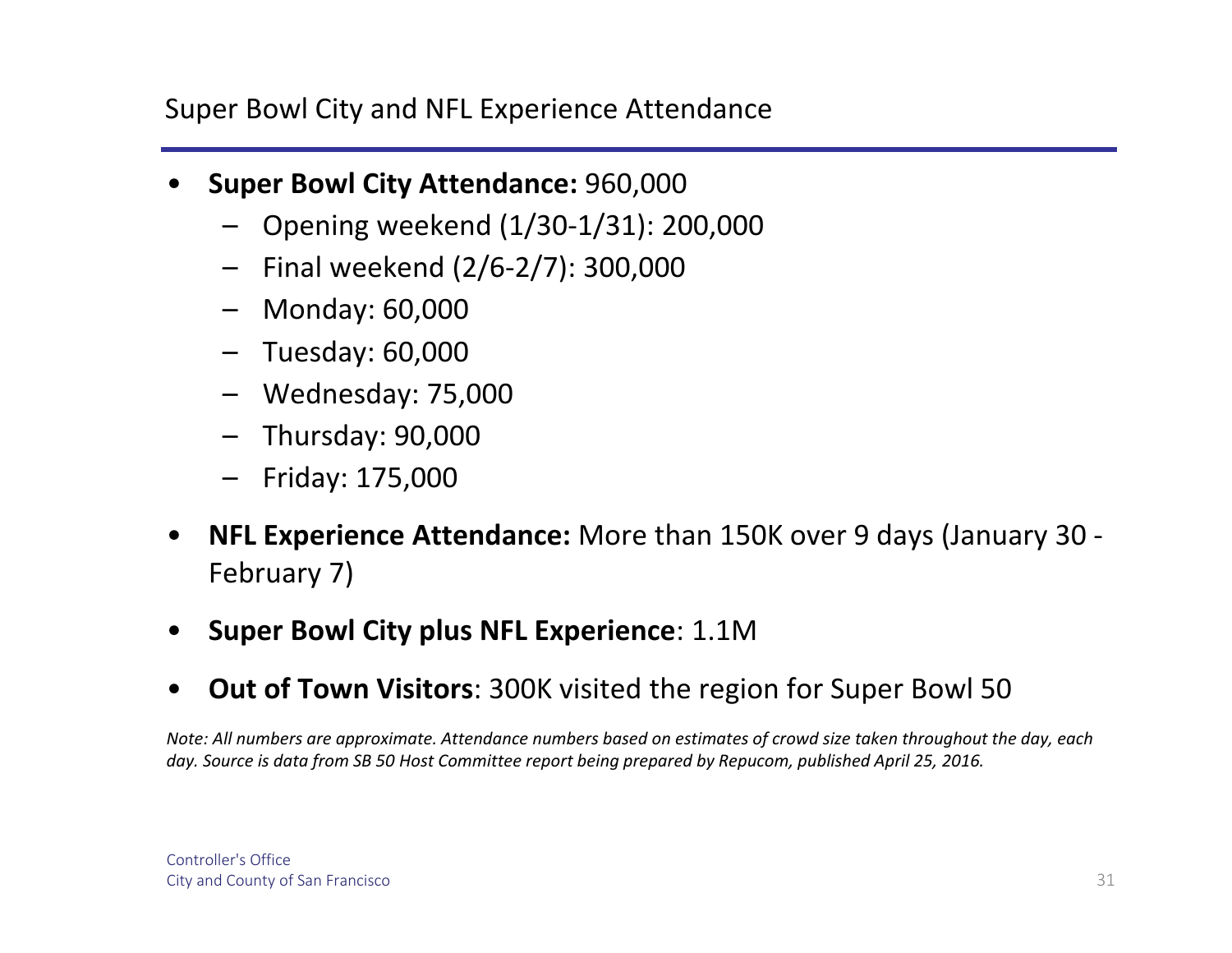## Super Bowl City and NFL Experience Attendance

- **Super Bowl City Attendance:** 960,000
  - Opening weekend (1/30-1/31): 200,000
  - Final weekend (2/6-2/7): 300,000
  - Monday: 60,000
  - Tuesday: 60,000
  - Wednesday: 75,000
  - Thursday: 90,000
  - Friday: 175,000
- **NFL Experience Attendance:** More than 150K over 9 days (January 30 - February 7)
- **Super Bowl City plus NFL Experience**: 1.1M
- **Out of Town Visitors**: 300K visited the region for Super Bowl 50

*Note: All numbers are approximate. Attendance numbers based on estimates of crowd size taken throughout the day, each day. Source is data from SB 50 Host Committee report being prepared by Repucom, published April 25, 2016.*

Controller's Office
City and County of San Francisco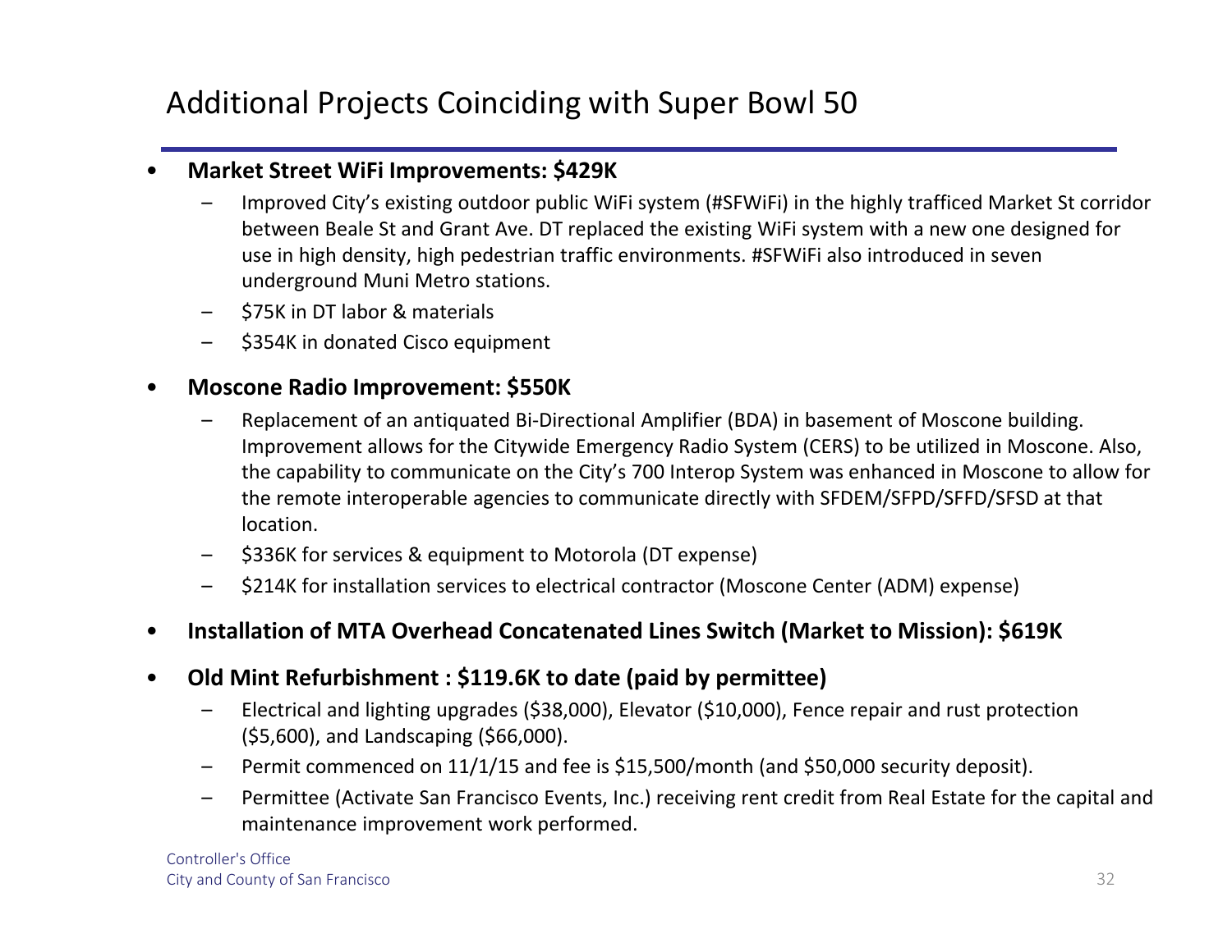# Additional Projects Coinciding with Super Bowl 50

- **Market Street WiFi Improvements: $429K**
  - Improved City's existing outdoor public WiFi system (#SFWiFi) in the highly trafficed Market St corridor between Beale St and Grant Ave. DT replaced the existing WiFi system with a new one designed for use in high density, high pedestrian traffic environments. #SFWiFi also introduced in seven underground Muni Metro stations.
  - $75K in DT labor & materials
  - $354K in donated Cisco equipment

- **Moscone Radio Improvement: $550K**
  - Replacement of an antiquated Bi-Directional Amplifier (BDA) in basement of Moscone building. Improvement allows for the Citywide Emergency Radio System (CERS) to be utilized in Moscone. Also, the capability to communicate on the City's 700 Interop System was enhanced in Moscone to allow for the remote interoperable agencies to communicate directly with SFDEM/SFPD/SFFD/SFSD at that location.
  - $336K for services & equipment to Motorola (DT expense)
  - $214K for installation services to electrical contractor (Moscone Center (ADM) expense)

- **Installation of MTA Overhead Concatenated Lines Switch (Market to Mission): $619K**

- **Old Mint Refurbishment : $119.6K to date (paid by permittee)**
  - Electrical and lighting upgrades ($38,000), Elevator ($10,000), Fence repair and rust protection ($5,600), and Landscaping ($66,000).
  - Permit commenced on 11/1/15 and fee is $15,500/month (and $50,000 security deposit).
  - Permittee (Activate San Francisco Events, Inc.) receiving rent credit from Real Estate for the capital and maintenance improvement work performed.

Controller's Office
City and County of San Francisco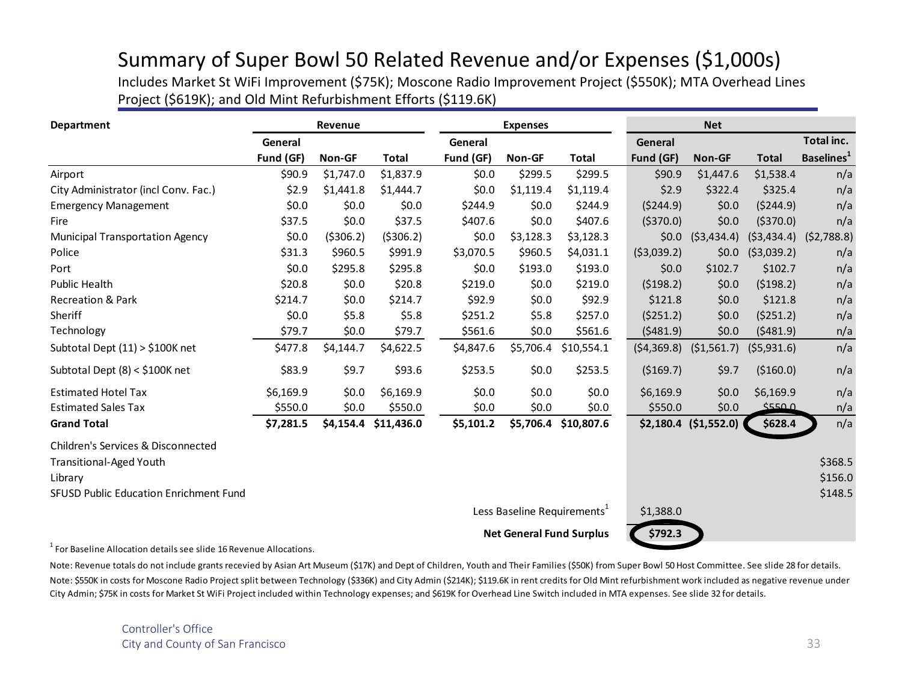# Summary of Super Bowl 50 Related Revenue and/or Expenses ($1,000s)

Includes Market St WiFi Improvement ($75K); Moscone Radio Improvement Project ($550K); MTA Overhead Lines Project ($619K); and Old Mint Refurbishment Efforts ($119.6K)

| Department | Revenue | | | Expenses | | | Net | | | |
|---|---|---|---|---|---|---|---|---|---|---|
| | General Fund (GF) | Non-GF | Total | General Fund (GF) | Non-GF | Total | General Fund (GF) | Non-GF | Total | Total inc. Baselines[1] |
| Airport | $90.9 | $1,747.0 | $1,837.9 | $0.0 | $299.5 | $299.5 | $90.9 | $1,447.6 | $1,538.4 | n/a |
| City Administrator (incl Conv. Fac.) | $2.9 | $1,441.8 | $1,444.7 | $0.0 | $1,119.4 | $1,119.4 | $2.9 | $322.4 | $325.4 | n/a |
| Emergency Management | $0.0 | $0.0 | $0.0 | $244.9 | $0.0 | $244.9 | ($244.9) | $0.0 | ($244.9) | n/a |
| Fire | $37.5 | $0.0 | $37.5 | $407.6 | $0.0 | $407.6 | ($370.0) | $0.0 | ($370.0) | n/a |
| Municipal Transportation Agency | $0.0 | ($306.2) | ($306.2) | $0.0 | $3,128.3 | $3,128.3 | $0.0 | ($3,434.4) | ($3,434.4) | ($2,788.8) |
| Police | $31.3 | $960.5 | $991.9 | $3,070.5 | $960.5 | $4,031.1 | ($3,039.2) | $0.0 | ($3,039.2) | n/a |
| Port | $0.0 | $295.8 | $295.8 | $0.0 | $193.0 | $193.0 | $0.0 | $102.7 | $102.7 | n/a |
| Public Health | $20.8 | $0.0 | $20.8 | $219.0 | $0.0 | $219.0 | ($198.2) | $0.0 | ($198.2) | n/a |
| Recreation & Park | $214.7 | $0.0 | $214.7 | $92.9 | $0.0 | $92.9 | $121.8 | $0.0 | $121.8 | n/a |
| Sheriff | $0.0 | $5.8 | $5.8 | $251.2 | $5.8 | $257.0 | ($251.2) | $0.0 | ($251.2) | n/a |
| Technology | $79.7 | $0.0 | $79.7 | $561.6 | $0.0 | $561.6 | ($481.9) | $0.0 | ($481.9) | n/a |
| Subtotal Dept (11) > $100K net | $477.8 | $4,144.7 | $4,622.5 | $4,847.6 | $5,706.4 | $10,554.1 | ($4,369.8) | ($1,561.7) | ($5,931.6) | n/a |
| Subtotal Dept (8) < $100K net | $83.9 | $9.7 | $93.6 | $253.5 | $0.0 | $253.5 | ($169.7) | $9.7 | ($160.0) | n/a |
| Estimated Hotel Tax | $6,169.9 | $0.0 | $6,169.9 | $0.0 | $0.0 | $0.0 | $6,169.9 | $0.0 | $6,169.9 | n/a |
| Estimated Sales Tax | $550.0 | $0.0 | $550.0 | $0.0 | $0.0 | $0.0 | $550.0 | $0.0 | $550.0 | n/a |
| **Grand Total** | **$7,281.5** | **$4,154.4** | **$11,436.0** | **$5,101.2** | **$5,706.4** | **$10,807.6** | **$2,180.4** | **($1,552.0)** | **$628.4** | n/a |
| Children's Services & Disconnected Transitional-Aged Youth | | | | | | | | | | $368.5 |
| Library | | | | | | | | | | $156.0 |
| SFUSD Public Education Enrichment Fund | | | | | | | | | | $148.5 |
| | | | | | | Less Baseline Requirements[1] | $1,388.0 | | | |
| | | | | | | **Net General Fund Surplus** | **$792.3** | | | |

[1] For Baseline Allocation details see slide 16 Revenue Allocations.

Note: Revenue totals do not include grants recevied by Asian Art Museum ($17K) and Dept of Children, Youth and Their Families ($50K) from Super Bowl 50 Host Committee. See slide 28 for details.

Note: $550K in costs for Moscone Radio Project split between Technology ($336K) and City Admin ($214K); $119.6K in rent credits for Old Mint refurbishment work included as negative revenue under City Admin; $75K in costs for Market St WiFi Project included within Technology expenses; and $619K for Overhead Line Switch included in MTA expenses. See slide 32 for details.

Controller's Office
City and County of San Francisco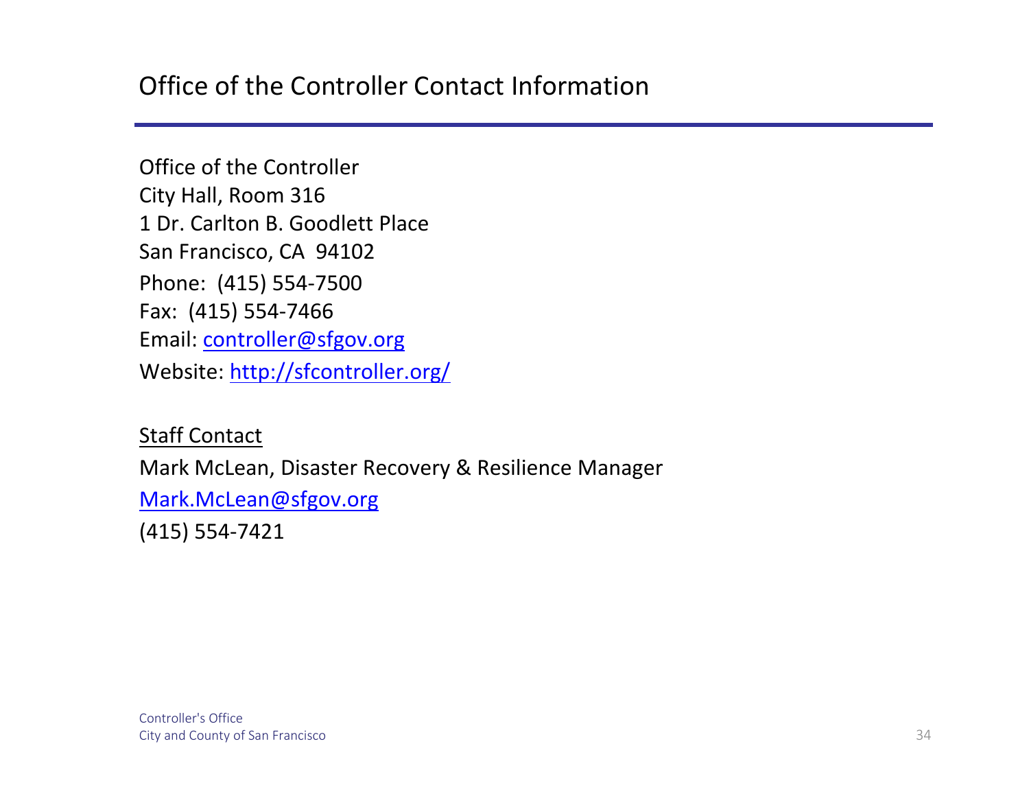# Office of the Controller Contact Information

Office of the Controller
City Hall, Room 316
1 Dr. Carlton B. Goodlett Place
San Francisco, CA 94102
Phone: (415) 554-7500
Fax: (415) 554-7466
Email: controller@sfgov.org
Website: http://sfcontroller.org/

Staff Contact

Mark McLean, Disaster Recovery & Resilience Manager
Mark.McLean@sfgov.org
(415) 554-7421